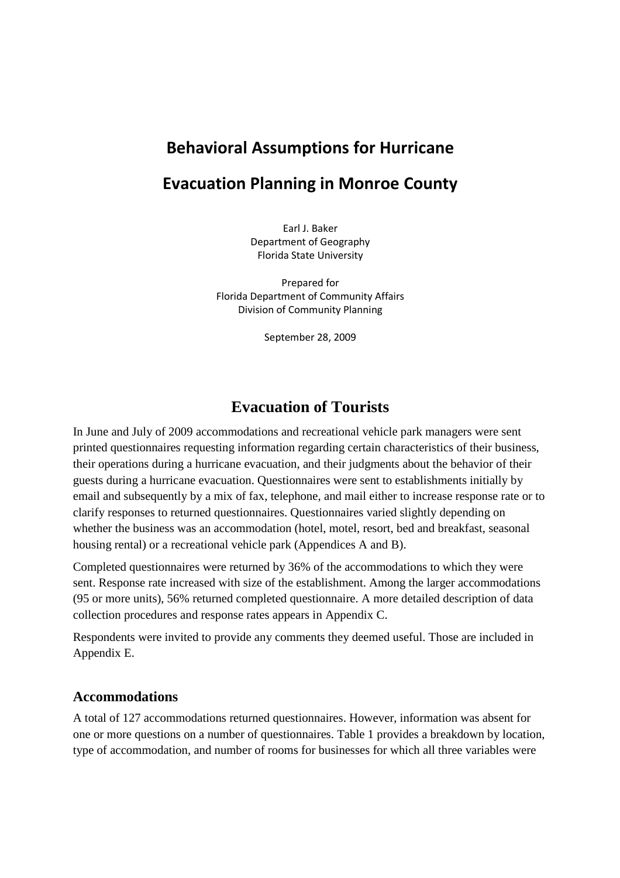# Behavioral Assumptions for Hurricane Evacuation Planning in Monroe County

Earl J. Baker
Department of Geography
Florida State University

Prepared for
Florida Department of Community Affairs
Division of Community Planning

September 28, 2009

## Evacuation of Tourists

In June and July of 2009 accommodations and recreational vehicle park managers were sent printed questionnaires requesting information regarding certain characteristics of their business, their operations during a hurricane evacuation, and their judgments about the behavior of their guests during a hurricane evacuation. Questionnaires were sent to establishments initially by email and subsequently by a mix of fax, telephone, and mail either to increase response rate or to clarify responses to returned questionnaires. Questionnaires varied slightly depending on whether the business was an accommodation (hotel, motel, resort, bed and breakfast, seasonal housing rental) or a recreational vehicle park (Appendices A and B).

Completed questionnaires were returned by 36% of the accommodations to which they were sent. Response rate increased with size of the establishment. Among the larger accommodations (95 or more units), 56% returned completed questionnaire. A more detailed description of data collection procedures and response rates appears in Appendix C.

Respondents were invited to provide any comments they deemed useful. Those are included in Appendix E.

### Accommodations

A total of 127 accommodations returned questionnaires. However, information was absent for one or more questions on a number of questionnaires. Table 1 provides a breakdown by location, type of accommodation, and number of rooms for businesses for which all three variables were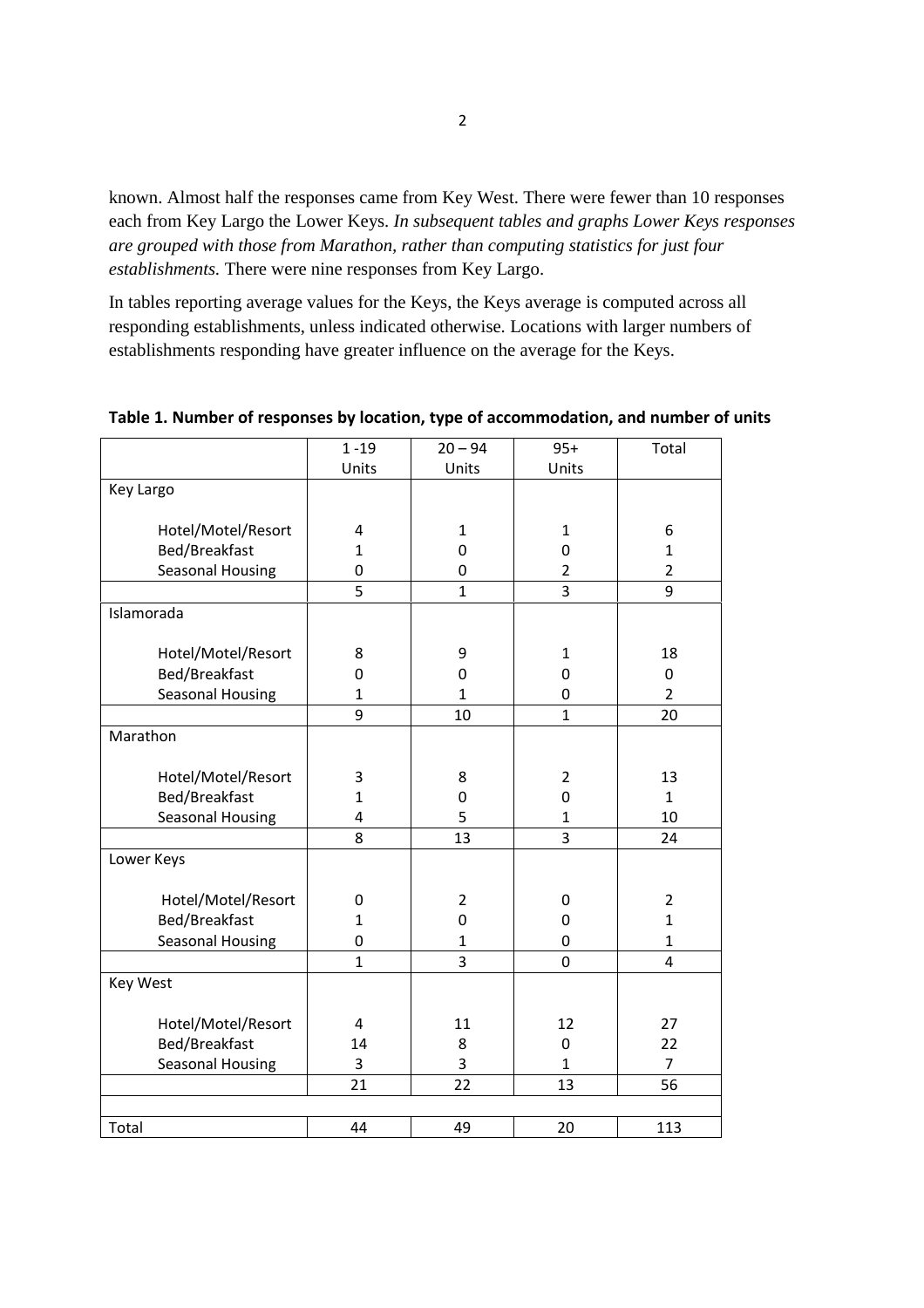known. Almost half the responses came from Key West. There were fewer than 10 responses each from Key Largo the Lower Keys. *In subsequent tables and graphs Lower Keys responses are grouped with those from Marathon, rather than computing statistics for just four establishments.* There were nine responses from Key Largo.

In tables reporting average values for the Keys, the Keys average is computed across all responding establishments, unless indicated otherwise. Locations with larger numbers of establishments responding have greater influence on the average for the Keys.

**Table 1. Number of responses by location, type of accommodation, and number of units**

| | 1 -19 Units | 20 – 94 Units | 95+ Units | Total |
|---|---|---|---|---|
| Key Largo | | | | |
| Hotel/Motel/Resort | 4 | 1 | 1 | 6 |
| Bed/Breakfast | 1 | 0 | 0 | 1 |
| Seasonal Housing | 0 | 0 | 2 | 2 |
| | 5 | 1 | 3 | 9 |
| Islamorada | | | | |
| Hotel/Motel/Resort | 8 | 9 | 1 | 18 |
| Bed/Breakfast | 0 | 0 | 0 | 0 |
| Seasonal Housing | 1 | 1 | 0 | 2 |
| | 9 | 10 | 1 | 20 |
| Marathon | | | | |
| Hotel/Motel/Resort | 3 | 8 | 2 | 13 |
| Bed/Breakfast | 1 | 0 | 0 | 1 |
| Seasonal Housing | 4 | 5 | 1 | 10 |
| | 8 | 13 | 3 | 24 |
| Lower Keys | | | | |
| Hotel/Motel/Resort | 0 | 2 | 0 | 2 |
| Bed/Breakfast | 1 | 0 | 0 | 1 |
| Seasonal Housing | 0 | 1 | 0 | 1 |
| | 1 | 3 | 0 | 4 |
| Key West | | | | |
| Hotel/Motel/Resort | 4 | 11 | 12 | 27 |
| Bed/Breakfast | 14 | 8 | 0 | 22 |
| Seasonal Housing | 3 | 3 | 1 | 7 |
| | 21 | 22 | 13 | 56 |
| | | | | |
| Total | 44 | 49 | 20 | 113 |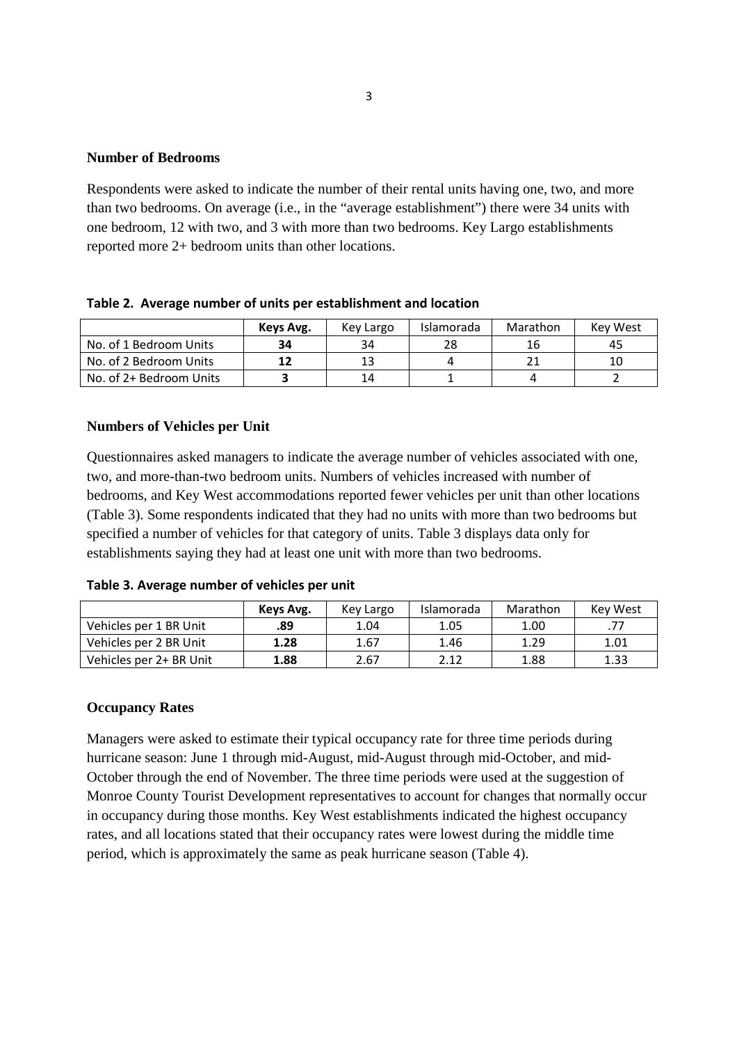### Number of Bedrooms

Respondents were asked to indicate the number of their rental units having one, two, and more than two bedrooms. On average (i.e., in the "average establishment") there were 34 units with one bedroom, 12 with two, and 3 with more than two bedrooms. Key Largo establishments reported more 2+ bedroom units than other locations.

**Table 2. Average number of units per establishment and location**

| | **Keys Avg.** | Key Largo | Islamorada | Marathon | Key West |
|---|---|---|---|---|---|
| No. of 1 Bedroom Units | **34** | 34 | 28 | 16 | 45 |
| No. of 2 Bedroom Units | **12** | 13 | 4 | 21 | 10 |
| No. of 2+ Bedroom Units | **3** | 14 | 1 | 4 | 2 |

### Numbers of Vehicles per Unit

Questionnaires asked managers to indicate the average number of vehicles associated with one, two, and more-than-two bedroom units. Numbers of vehicles increased with number of bedrooms, and Key West accommodations reported fewer vehicles per unit than other locations (Table 3). Some respondents indicated that they had no units with more than two bedrooms but specified a number of vehicles for that category of units. Table 3 displays data only for establishments saying they had at least one unit with more than two bedrooms.

**Table 3. Average number of vehicles per unit**

| | **Keys Avg.** | Key Largo | Islamorada | Marathon | Key West |
|---|---|---|---|---|---|
| Vehicles per 1 BR Unit | **.89** | 1.04 | 1.05 | 1.00 | .77 |
| Vehicles per 2 BR Unit | **1.28** | 1.67 | 1.46 | 1.29 | 1.01 |
| Vehicles per 2+ BR Unit | **1.88** | 2.67 | 2.12 | 1.88 | 1.33 |

### Occupancy Rates

Managers were asked to estimate their typical occupancy rate for three time periods during hurricane season: June 1 through mid-August, mid-August through mid-October, and mid-October through the end of November. The three time periods were used at the suggestion of Monroe County Tourist Development representatives to account for changes that normally occur in occupancy during those months. Key West establishments indicated the highest occupancy rates, and all locations stated that their occupancy rates were lowest during the middle time period, which is approximately the same as peak hurricane season (Table 4).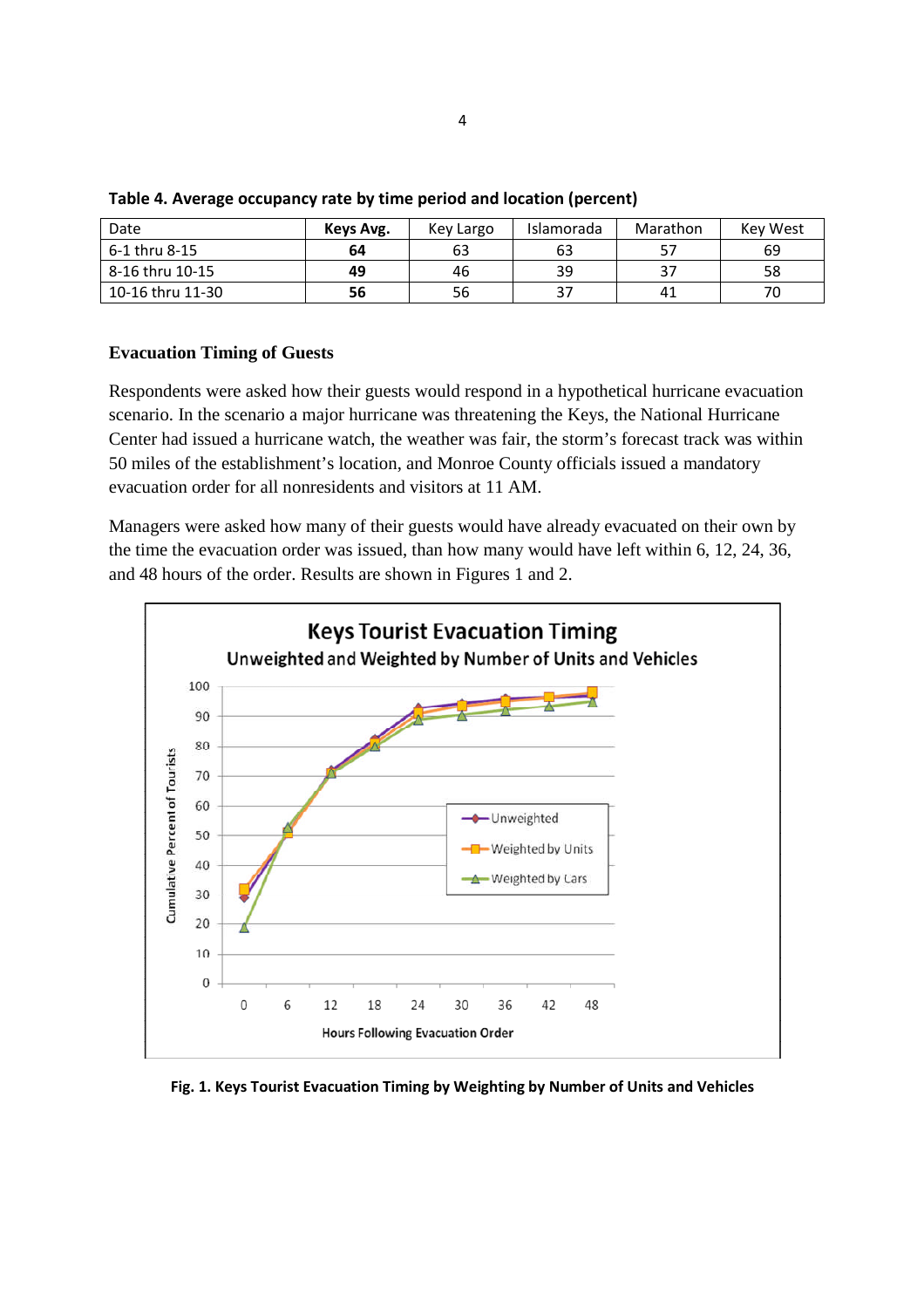**Table 4. Average occupancy rate by time period and location (percent)**

| Date | Keys Avg. | Key Largo | Islamorada | Marathon | Key West |
|---|---|---|---|---|---|
| 6-1 thru 8-15 | **64** | 63 | 63 | 57 | 69 |
| 8-16 thru 10-15 | **49** | 46 | 39 | 37 | 58 |
| 10-16 thru 11-30 | **56** | 56 | 37 | 41 | 70 |

**Evacuation Timing of Guests**

Respondents were asked how their guests would respond in a hypothetical hurricane evacuation scenario. In the scenario a major hurricane was threatening the Keys, the National Hurricane Center had issued a hurricane watch, the weather was fair, the storm's forecast track was within 50 miles of the establishment's location, and Monroe County officials issued a mandatory evacuation order for all nonresidents and visitors at 11 AM.

Managers were asked how many of their guests would have already evacuated on their own by the time the evacuation order was issued, than how many would have left within 6, 12, 24, 36, and 48 hours of the order. Results are shown in Figures 1 and 2.

**Fig. 1. Keys Tourist Evacuation Timing by Weighting by Number of Units and Vehicles**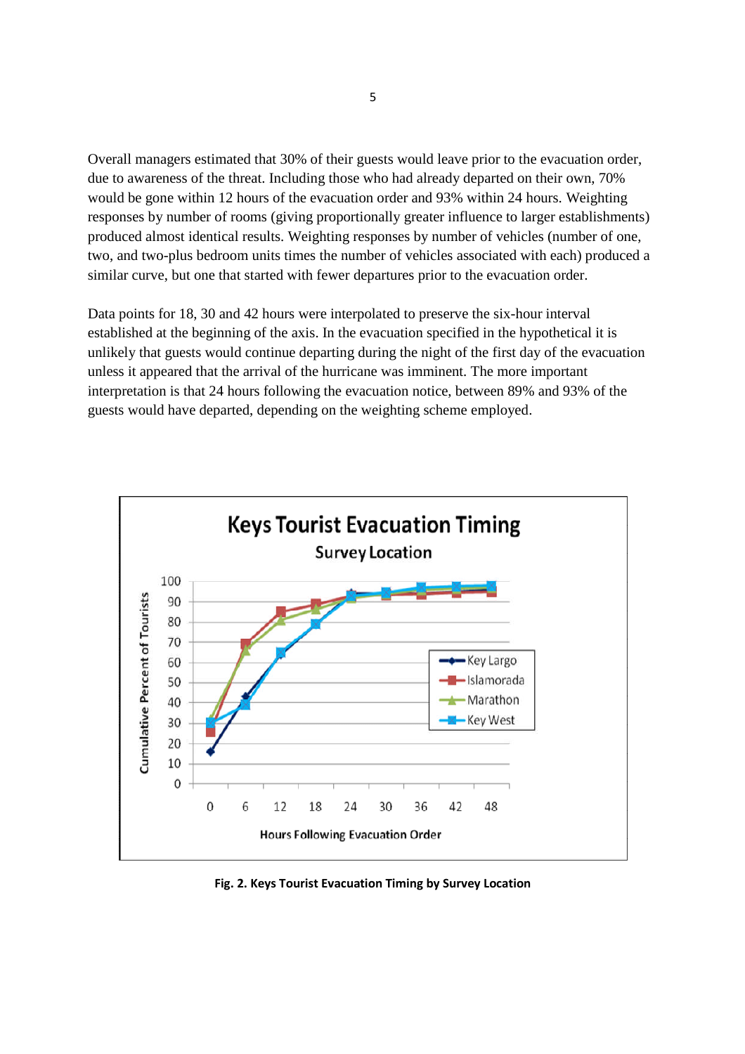Overall managers estimated that 30% of their guests would leave prior to the evacuation order, due to awareness of the threat. Including those who had already departed on their own, 70% would be gone within 12 hours of the evacuation order and 93% within 24 hours. Weighting responses by number of rooms (giving proportionally greater influence to larger establishments) produced almost identical results. Weighting responses by number of vehicles (number of one, two, and two-plus bedroom units times the number of vehicles associated with each) produced a similar curve, but one that started with fewer departures prior to the evacuation order.

Data points for 18, 30 and 42 hours were interpolated to preserve the six-hour interval established at the beginning of the axis. In the evacuation specified in the hypothetical it is unlikely that guests would continue departing during the night of the first day of the evacuation unless it appeared that the arrival of the hurricane was imminent. The more important interpretation is that 24 hours following the evacuation notice, between 89% and 93% of the guests would have departed, depending on the weighting scheme employed.

**Fig. 2. Keys Tourist Evacuation Timing by Survey Location**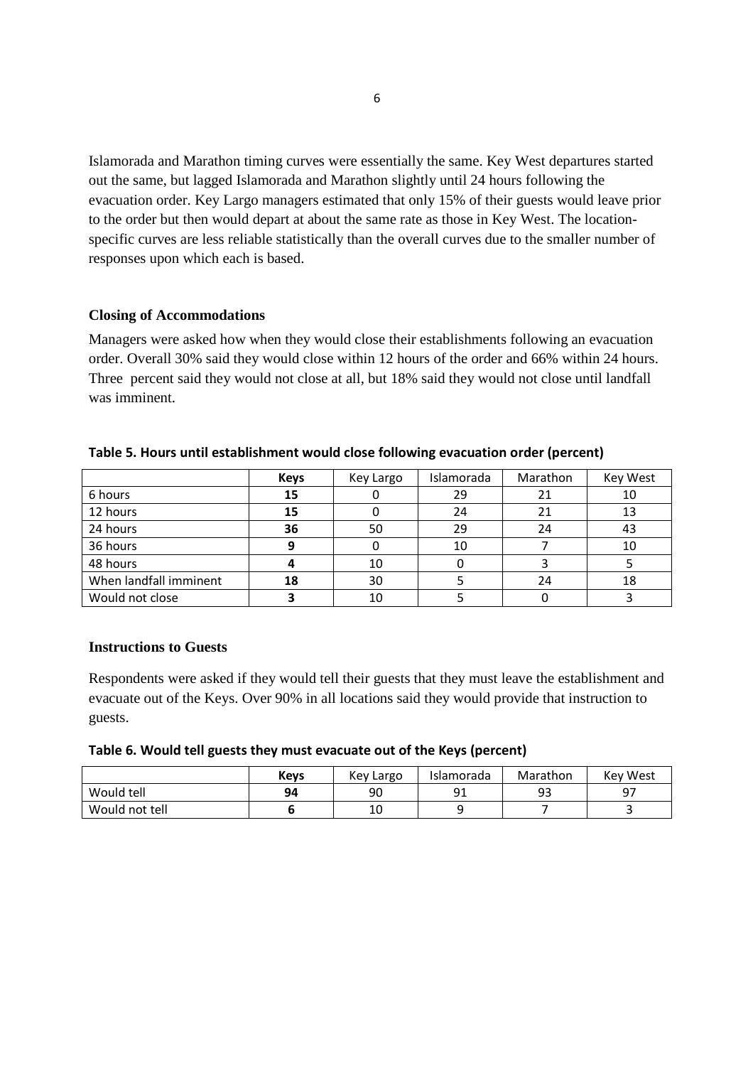Islamorada and Marathon timing curves were essentially the same. Key West departures started out the same, but lagged Islamorada and Marathon slightly until 24 hours following the evacuation order. Key Largo managers estimated that only 15% of their guests would leave prior to the order but then would depart at about the same rate as those in Key West. The location-specific curves are less reliable statistically than the overall curves due to the smaller number of responses upon which each is based.

### Closing of Accommodations

Managers were asked how when they would close their establishments following an evacuation order. Overall 30% said they would close within 12 hours of the order and 66% within 24 hours. Three percent said they would not close at all, but 18% said they would not close until landfall was imminent.

**Table 5. Hours until establishment would close following evacuation order (percent)**

| | **Keys** | Key Largo | Islamorada | Marathon | Key West |
|---|---|---|---|---|---|
| 6 hours | **15** | 0 | 29 | 21 | 10 |
| 12 hours | **15** | 0 | 24 | 21 | 13 |
| 24 hours | **36** | 50 | 29 | 24 | 43 |
| 36 hours | **9** | 0 | 10 | 7 | 10 |
| 48 hours | **4** | 10 | 0 | 3 | 5 |
| When landfall imminent | **18** | 30 | 5 | 24 | 18 |
| Would not close | **3** | 10 | 5 | 0 | 3 |

### Instructions to Guests

Respondents were asked if they would tell their guests that they must leave the establishment and evacuate out of the Keys. Over 90% in all locations said they would provide that instruction to guests.

**Table 6. Would tell guests they must evacuate out of the Keys (percent)**

| | **Keys** | Key Largo | Islamorada | Marathon | Key West |
|---|---|---|---|---|---|
| Would tell | **94** | 90 | 91 | 93 | 97 |
| Would not tell | **6** | 10 | 9 | 7 | 3 |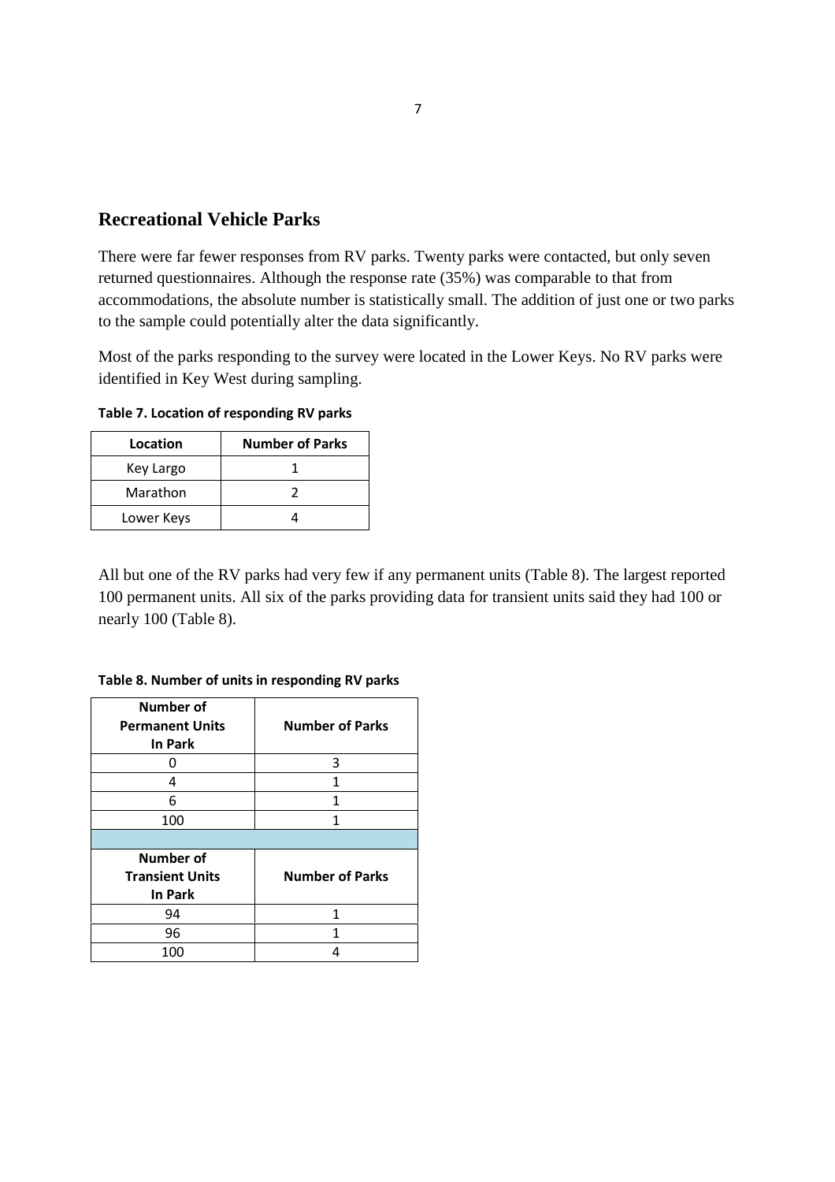## Recreational Vehicle Parks

There were far fewer responses from RV parks. Twenty parks were contacted, but only seven returned questionnaires. Although the response rate (35%) was comparable to that from accommodations, the absolute number is statistically small. The addition of just one or two parks to the sample could potentially alter the data significantly.

Most of the parks responding to the survey were located in the Lower Keys. No RV parks were identified in Key West during sampling.

**Table 7. Location of responding RV parks**

| Location | Number of Parks |
|---|---|
| Key Largo | 1 |
| Marathon | 2 |
| Lower Keys | 4 |

All but one of the RV parks had very few if any permanent units (Table 8). The largest reported 100 permanent units. All six of the parks providing data for transient units said they had 100 or nearly 100 (Table 8).

**Table 8. Number of units in responding RV parks**

| Number of Permanent Units In Park | Number of Parks |
|---|---|
| 0 | 3 |
| 4 | 1 |
| 6 | 1 |
| 100 | 1 |
| | |
| **Number of Transient Units In Park** | **Number of Parks** |
| 94 | 1 |
| 96 | 1 |
| 100 | 4 |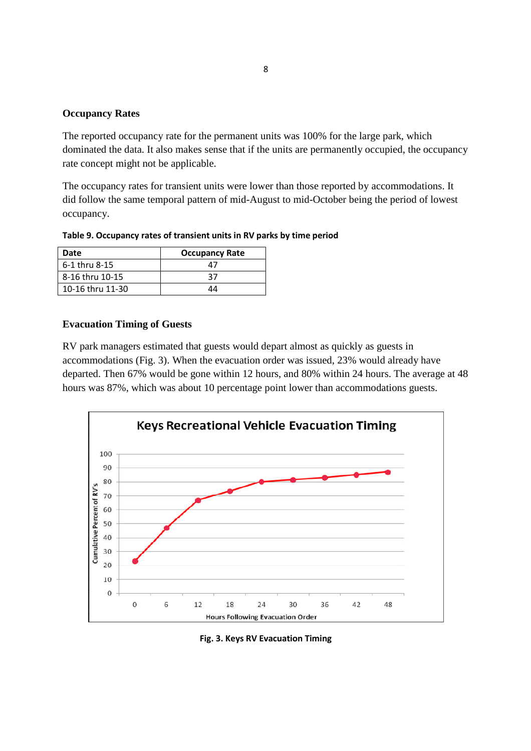### Occupancy Rates

The reported occupancy rate for the permanent units was 100% for the large park, which dominated the data. It also makes sense that if the units are permanently occupied, the occupancy rate concept might not be applicable.

The occupancy rates for transient units were lower than those reported by accommodations. It did follow the same temporal pattern of mid-August to mid-October being the period of lowest occupancy.

**Table 9. Occupancy rates of transient units in RV parks by time period**

| Date | Occupancy Rate |
|---|---|
| 6-1 thru 8-15 | 47 |
| 8-16 thru 10-15 | 37 |
| 10-16 thru 11-30 | 44 |

### Evacuation Timing of Guests

RV park managers estimated that guests would depart almost as quickly as guests in accommodations (Fig. 3). When the evacuation order was issued, 23% would already have departed. Then 67% would be gone within 12 hours, and 80% within 24 hours. The average at 48 hours was 87%, which was about 10 percentage point lower than accommodations guests.

**Fig. 3. Keys RV Evacuation Timing**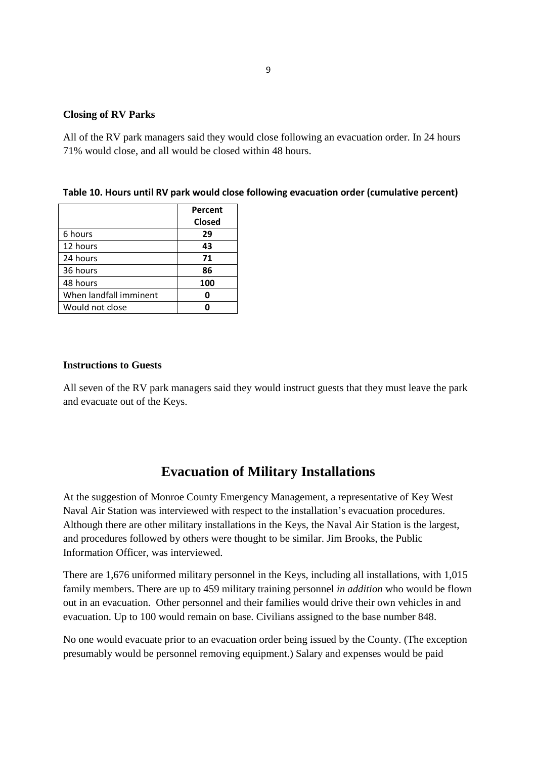**Closing of RV Parks**

All of the RV park managers said they would close following an evacuation order. In 24 hours 71% would close, and all would be closed within 48 hours.

**Table 10. Hours until RV park would close following evacuation order (cumulative percent)**

| | Percent Closed |
|---|---|
| 6 hours | **29** |
| 12 hours | **43** |
| 24 hours | **71** |
| 36 hours | **86** |
| 48 hours | **100** |
| When landfall imminent | **0** |
| Would not close | **0** |

**Instructions to Guests**

All seven of the RV park managers said they would instruct guests that they must leave the park and evacuate out of the Keys.

## Evacuation of Military Installations

At the suggestion of Monroe County Emergency Management, a representative of Key West Naval Air Station was interviewed with respect to the installation's evacuation procedures. Although there are other military installations in the Keys, the Naval Air Station is the largest, and procedures followed by others were thought to be similar. Jim Brooks, the Public Information Officer, was interviewed.

There are 1,676 uniformed military personnel in the Keys, including all installations, with 1,015 family members. There are up to 459 military training personnel *in addition* who would be flown out in an evacuation. Other personnel and their families would drive their own vehicles in and evacuation. Up to 100 would remain on base. Civilians assigned to the base number 848.

No one would evacuate prior to an evacuation order being issued by the County. (The exception presumably would be personnel removing equipment.) Salary and expenses would be paid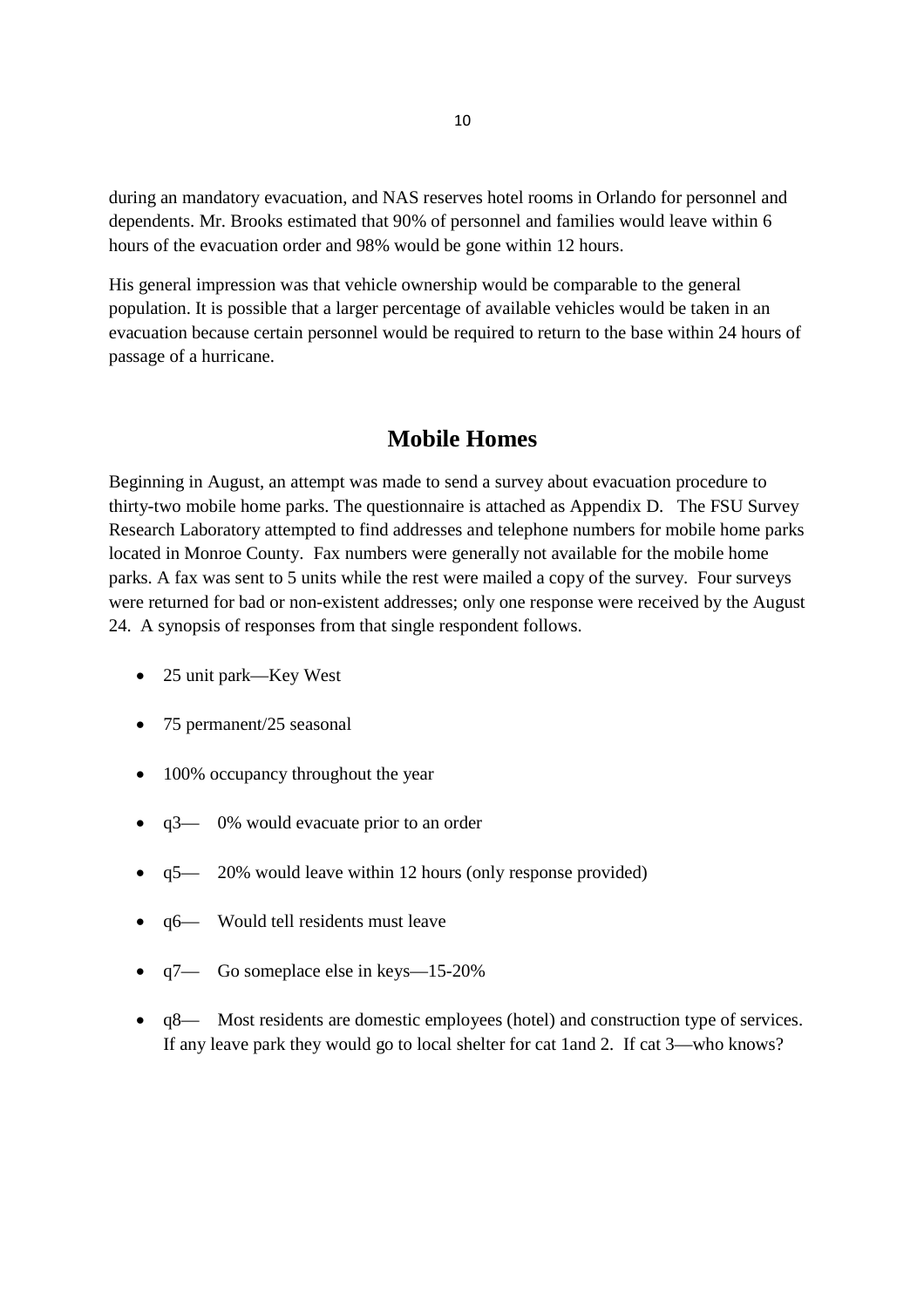during an mandatory evacuation, and NAS reserves hotel rooms in Orlando for personnel and dependents. Mr. Brooks estimated that 90% of personnel and families would leave within 6 hours of the evacuation order and 98% would be gone within 12 hours.

His general impression was that vehicle ownership would be comparable to the general population. It is possible that a larger percentage of available vehicles would be taken in an evacuation because certain personnel would be required to return to the base within 24 hours of passage of a hurricane.

## Mobile Homes

Beginning in August, an attempt was made to send a survey about evacuation procedure to thirty-two mobile home parks. The questionnaire is attached as Appendix D. The FSU Survey Research Laboratory attempted to find addresses and telephone numbers for mobile home parks located in Monroe County. Fax numbers were generally not available for the mobile home parks. A fax was sent to 5 units while the rest were mailed a copy of the survey. Four surveys were returned for bad or non-existent addresses; only one response were received by the August 24. A synopsis of responses from that single respondent follows.

- 25 unit park—Key West
- 75 permanent/25 seasonal
- 100% occupancy throughout the year
- q3— 0% would evacuate prior to an order
- q5— 20% would leave within 12 hours (only response provided)
- q6— Would tell residents must leave
- q7— Go someplace else in keys—15-20%
- q8— Most residents are domestic employees (hotel) and construction type of services. If any leave park they would go to local shelter for cat 1and 2. If cat 3—who knows?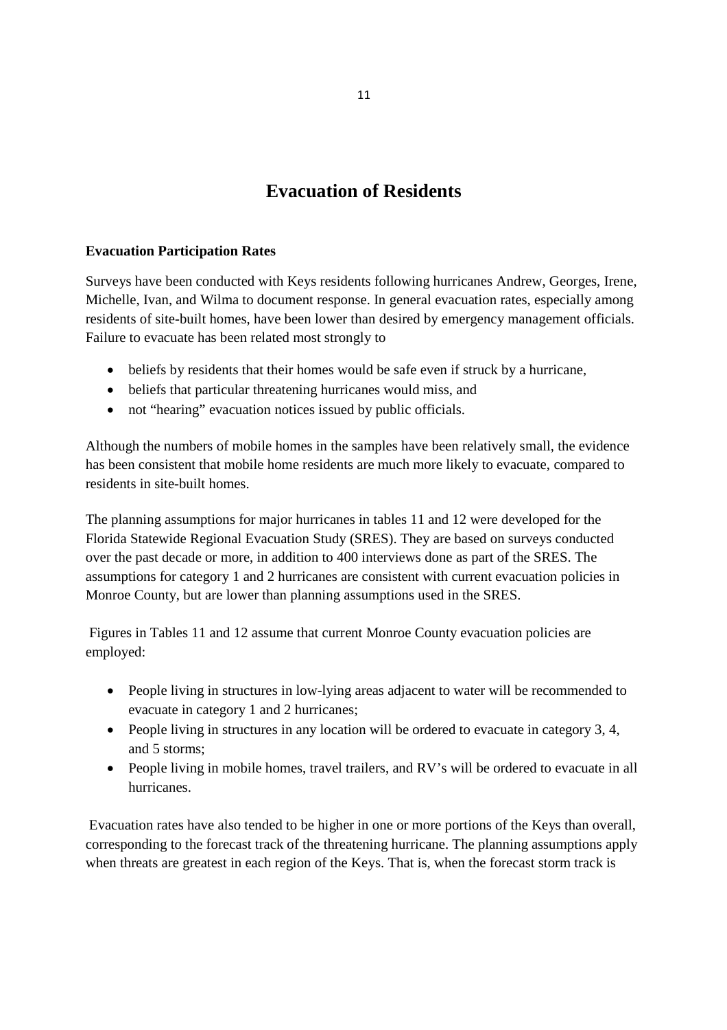# Evacuation of Residents

**Evacuation Participation Rates**

Surveys have been conducted with Keys residents following hurricanes Andrew, Georges, Irene, Michelle, Ivan, and Wilma to document response. In general evacuation rates, especially among residents of site-built homes, have been lower than desired by emergency management officials. Failure to evacuate has been related most strongly to

- beliefs by residents that their homes would be safe even if struck by a hurricane,
- beliefs that particular threatening hurricanes would miss, and
- not "hearing" evacuation notices issued by public officials.

Although the numbers of mobile homes in the samples have been relatively small, the evidence has been consistent that mobile home residents are much more likely to evacuate, compared to residents in site-built homes.

The planning assumptions for major hurricanes in tables 11 and 12 were developed for the Florida Statewide Regional Evacuation Study (SRES). They are based on surveys conducted over the past decade or more, in addition to 400 interviews done as part of the SRES. The assumptions for category 1 and 2 hurricanes are consistent with current evacuation policies in Monroe County, but are lower than planning assumptions used in the SRES.

Figures in Tables 11 and 12 assume that current Monroe County evacuation policies are employed:

- People living in structures in low-lying areas adjacent to water will be recommended to evacuate in category 1 and 2 hurricanes;
- People living in structures in any location will be ordered to evacuate in category 3, 4, and 5 storms;
- People living in mobile homes, travel trailers, and RV's will be ordered to evacuate in all hurricanes.

Evacuation rates have also tended to be higher in one or more portions of the Keys than overall, corresponding to the forecast track of the threatening hurricane. The planning assumptions apply when threats are greatest in each region of the Keys. That is, when the forecast storm track is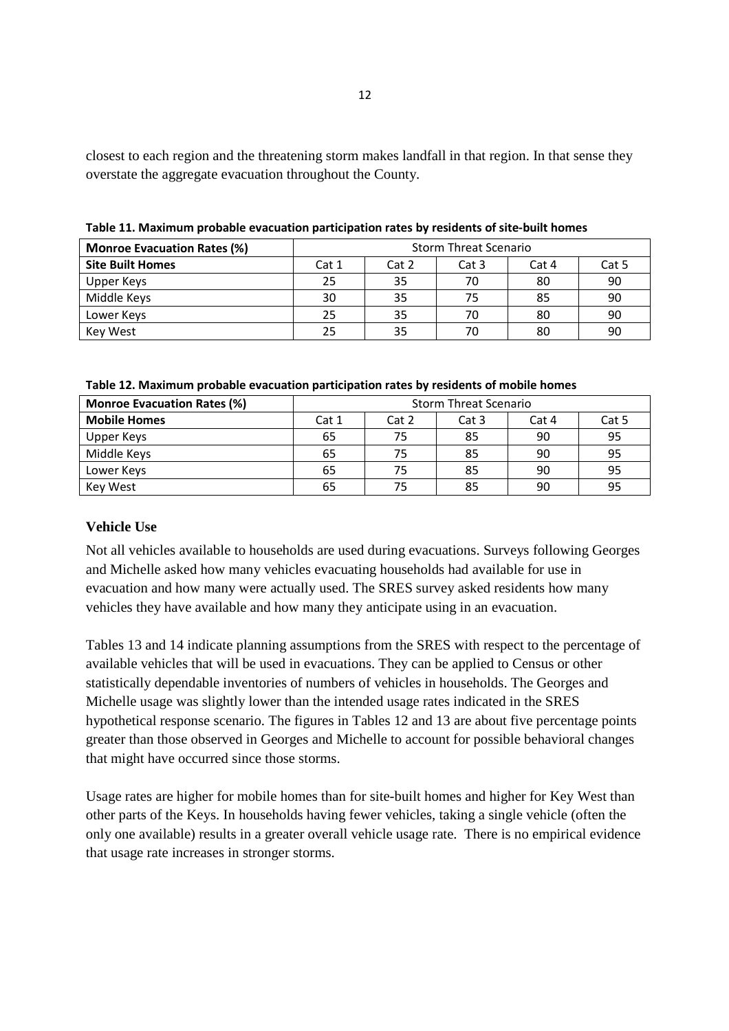closest to each region and the threatening storm makes landfall in that region. In that sense they overstate the aggregate evacuation throughout the County.

**Table 11. Maximum probable evacuation participation rates by residents of site-built homes**

| Monroe Evacuation Rates (%) | Storm Threat Scenario | | | | |
|---|---|---|---|---|---|
| **Site Built Homes** | Cat 1 | Cat 2 | Cat 3 | Cat 4 | Cat 5 |
| Upper Keys | 25 | 35 | 70 | 80 | 90 |
| Middle Keys | 30 | 35 | 75 | 85 | 90 |
| Lower Keys | 25 | 35 | 70 | 80 | 90 |
| Key West | 25 | 35 | 70 | 80 | 90 |

**Table 12. Maximum probable evacuation participation rates by residents of mobile homes**

| Monroe Evacuation Rates (%) | Storm Threat Scenario | | | | |
|---|---|---|---|---|---|
| **Mobile Homes** | Cat 1 | Cat 2 | Cat 3 | Cat 4 | Cat 5 |
| Upper Keys | 65 | 75 | 85 | 90 | 95 |
| Middle Keys | 65 | 75 | 85 | 90 | 95 |
| Lower Keys | 65 | 75 | 85 | 90 | 95 |
| Key West | 65 | 75 | 85 | 90 | 95 |

### Vehicle Use

Not all vehicles available to households are used during evacuations. Surveys following Georges and Michelle asked how many vehicles evacuating households had available for use in evacuation and how many were actually used. The SRES survey asked residents how many vehicles they have available and how many they anticipate using in an evacuation.

Tables 13 and 14 indicate planning assumptions from the SRES with respect to the percentage of available vehicles that will be used in evacuations. They can be applied to Census or other statistically dependable inventories of numbers of vehicles in households. The Georges and Michelle usage was slightly lower than the intended usage rates indicated in the SRES hypothetical response scenario. The figures in Tables 12 and 13 are about five percentage points greater than those observed in Georges and Michelle to account for possible behavioral changes that might have occurred since those storms.

Usage rates are higher for mobile homes than for site-built homes and higher for Key West than other parts of the Keys. In households having fewer vehicles, taking a single vehicle (often the only one available) results in a greater overall vehicle usage rate. There is no empirical evidence that usage rate increases in stronger storms.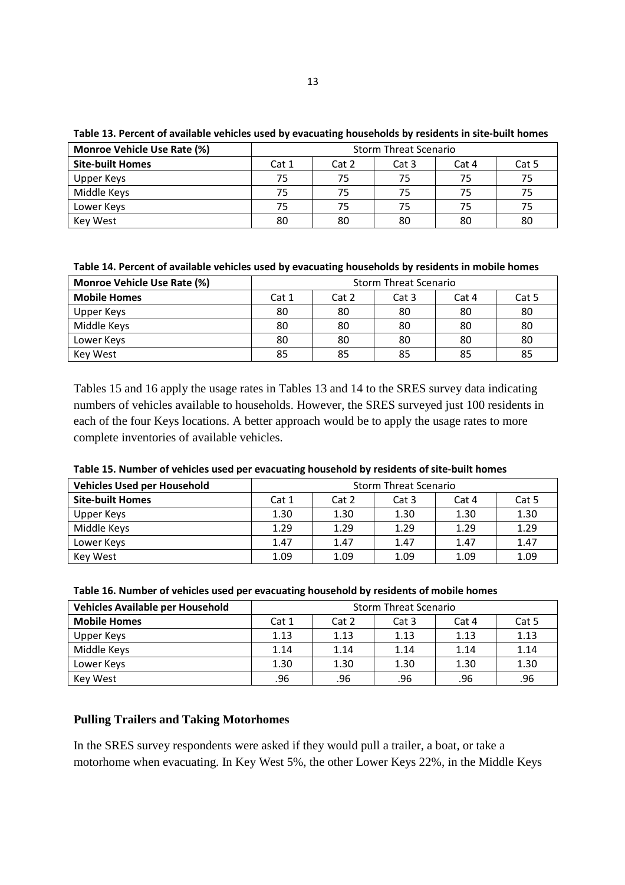**Table 13. Percent of available vehicles used by evacuating households by residents in site-built homes**

| Monroe Vehicle Use Rate (%) | Storm Threat Scenario | | | | |
|---|---|---|---|---|---|
| **Site-built Homes** | Cat 1 | Cat 2 | Cat 3 | Cat 4 | Cat 5 |
| Upper Keys | 75 | 75 | 75 | 75 | 75 |
| Middle Keys | 75 | 75 | 75 | 75 | 75 |
| Lower Keys | 75 | 75 | 75 | 75 | 75 |
| Key West | 80 | 80 | 80 | 80 | 80 |

**Table 14. Percent of available vehicles used by evacuating households by residents in mobile homes**

| Monroe Vehicle Use Rate (%) | Storm Threat Scenario | | | | |
|---|---|---|---|---|---|
| **Mobile Homes** | Cat 1 | Cat 2 | Cat 3 | Cat 4 | Cat 5 |
| Upper Keys | 80 | 80 | 80 | 80 | 80 |
| Middle Keys | 80 | 80 | 80 | 80 | 80 |
| Lower Keys | 80 | 80 | 80 | 80 | 80 |
| Key West | 85 | 85 | 85 | 85 | 85 |

Tables 15 and 16 apply the usage rates in Tables 13 and 14 to the SRES survey data indicating numbers of vehicles available to households. However, the SRES surveyed just 100 residents in each of the four Keys locations. A better approach would be to apply the usage rates to more complete inventories of available vehicles.

**Table 15. Number of vehicles used per evacuating household by residents of site-built homes**

| Vehicles Used per Household | Storm Threat Scenario | | | | |
|---|---|---|---|---|---|
| **Site-built Homes** | Cat 1 | Cat 2 | Cat 3 | Cat 4 | Cat 5 |
| Upper Keys | 1.30 | 1.30 | 1.30 | 1.30 | 1.30 |
| Middle Keys | 1.29 | 1.29 | 1.29 | 1.29 | 1.29 |
| Lower Keys | 1.47 | 1.47 | 1.47 | 1.47 | 1.47 |
| Key West | 1.09 | 1.09 | 1.09 | 1.09 | 1.09 |

**Table 16. Number of vehicles used per evacuating household by residents of mobile homes**

| Vehicles Available per Household | Storm Threat Scenario | | | | |
|---|---|---|---|---|---|
| **Mobile Homes** | Cat 1 | Cat 2 | Cat 3 | Cat 4 | Cat 5 |
| Upper Keys | 1.13 | 1.13 | 1.13 | 1.13 | 1.13 |
| Middle Keys | 1.14 | 1.14 | 1.14 | 1.14 | 1.14 |
| Lower Keys | 1.30 | 1.30 | 1.30 | 1.30 | 1.30 |
| Key West | .96 | .96 | .96 | .96 | .96 |

### Pulling Trailers and Taking Motorhomes

In the SRES survey respondents were asked if they would pull a trailer, a boat, or take a motorhome when evacuating. In Key West 5%, the other Lower Keys 22%, in the Middle Keys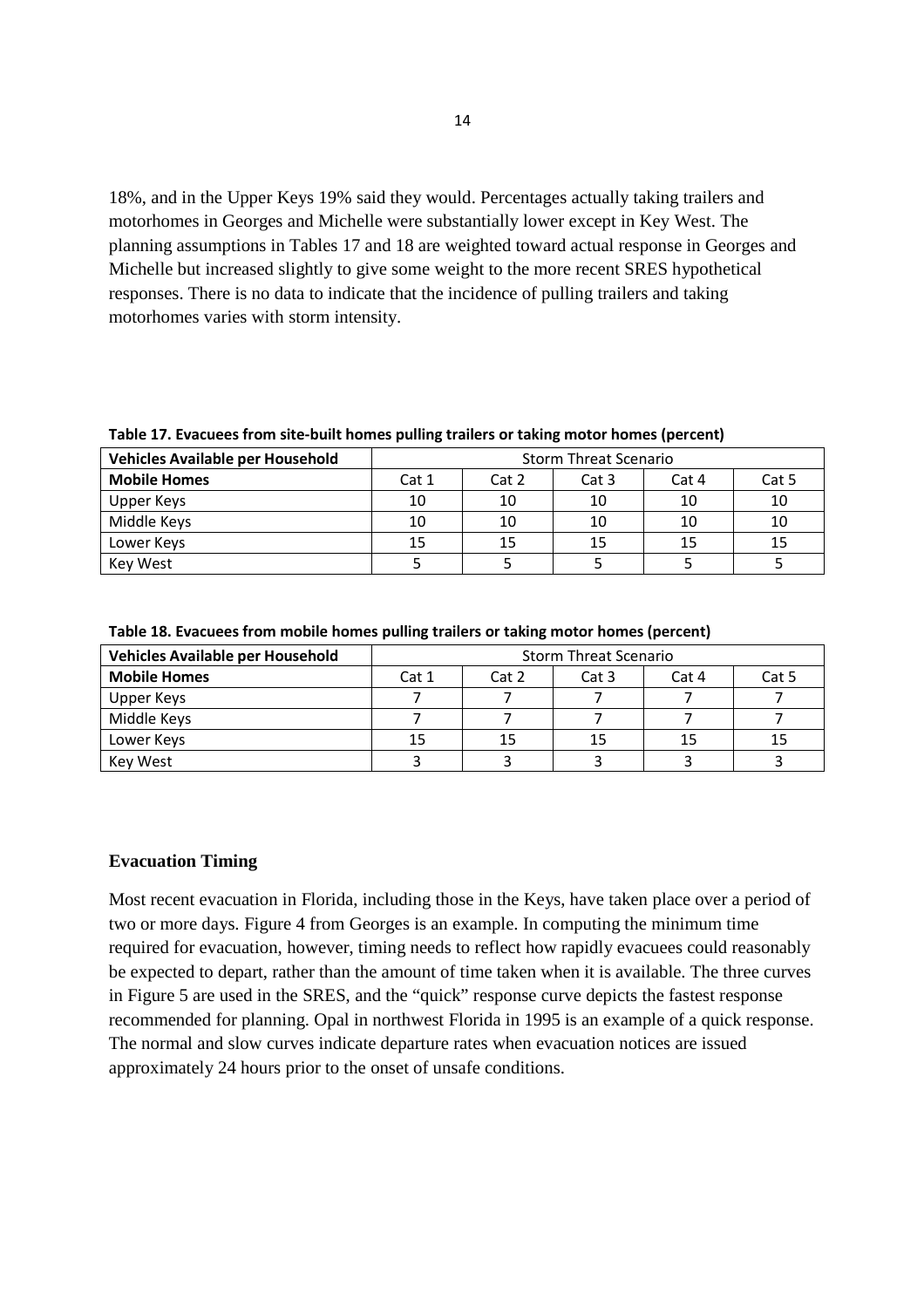18%, and in the Upper Keys 19% said they would. Percentages actually taking trailers and motorhomes in Georges and Michelle were substantially lower except in Key West. The planning assumptions in Tables 17 and 18 are weighted toward actual response in Georges and Michelle but increased slightly to give some weight to the more recent SRES hypothetical responses. There is no data to indicate that the incidence of pulling trailers and taking motorhomes varies with storm intensity.

**Table 17. Evacuees from site-built homes pulling trailers or taking motor homes (percent)**

| Vehicles Available per Household | Storm Threat Scenario | | | | |
|---|---|---|---|---|---|
| **Mobile Homes** | Cat 1 | Cat 2 | Cat 3 | Cat 4 | Cat 5 |
| Upper Keys | 10 | 10 | 10 | 10 | 10 |
| Middle Keys | 10 | 10 | 10 | 10 | 10 |
| Lower Keys | 15 | 15 | 15 | 15 | 15 |
| Key West | 5 | 5 | 5 | 5 | 5 |

**Table 18. Evacuees from mobile homes pulling trailers or taking motor homes (percent)**

| Vehicles Available per Household | Storm Threat Scenario | | | | |
|---|---|---|---|---|---|
| **Mobile Homes** | Cat 1 | Cat 2 | Cat 3 | Cat 4 | Cat 5 |
| Upper Keys | 7 | 7 | 7 | 7 | 7 |
| Middle Keys | 7 | 7 | 7 | 7 | 7 |
| Lower Keys | 15 | 15 | 15 | 15 | 15 |
| Key West | 3 | 3 | 3 | 3 | 3 |

### Evacuation Timing

Most recent evacuation in Florida, including those in the Keys, have taken place over a period of two or more days. Figure 4 from Georges is an example. In computing the minimum time required for evacuation, however, timing needs to reflect how rapidly evacuees could reasonably be expected to depart, rather than the amount of time taken when it is available. The three curves in Figure 5 are used in the SRES, and the "quick" response curve depicts the fastest response recommended for planning. Opal in northwest Florida in 1995 is an example of a quick response. The normal and slow curves indicate departure rates when evacuation notices are issued approximately 24 hours prior to the onset of unsafe conditions.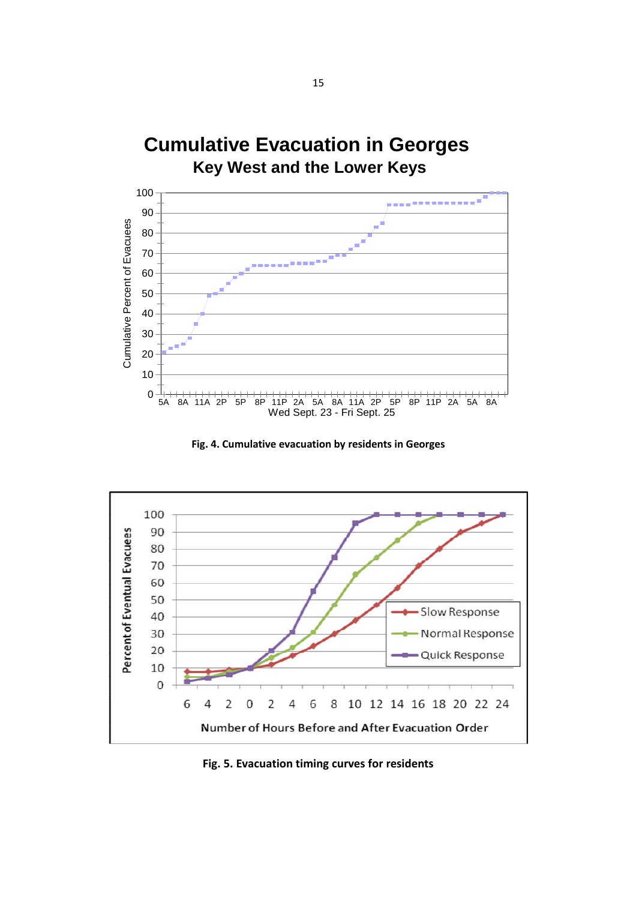Fig. 4. Cumulative evacuation by residents in Georges

Fig. 5. Evacuation timing curves for residents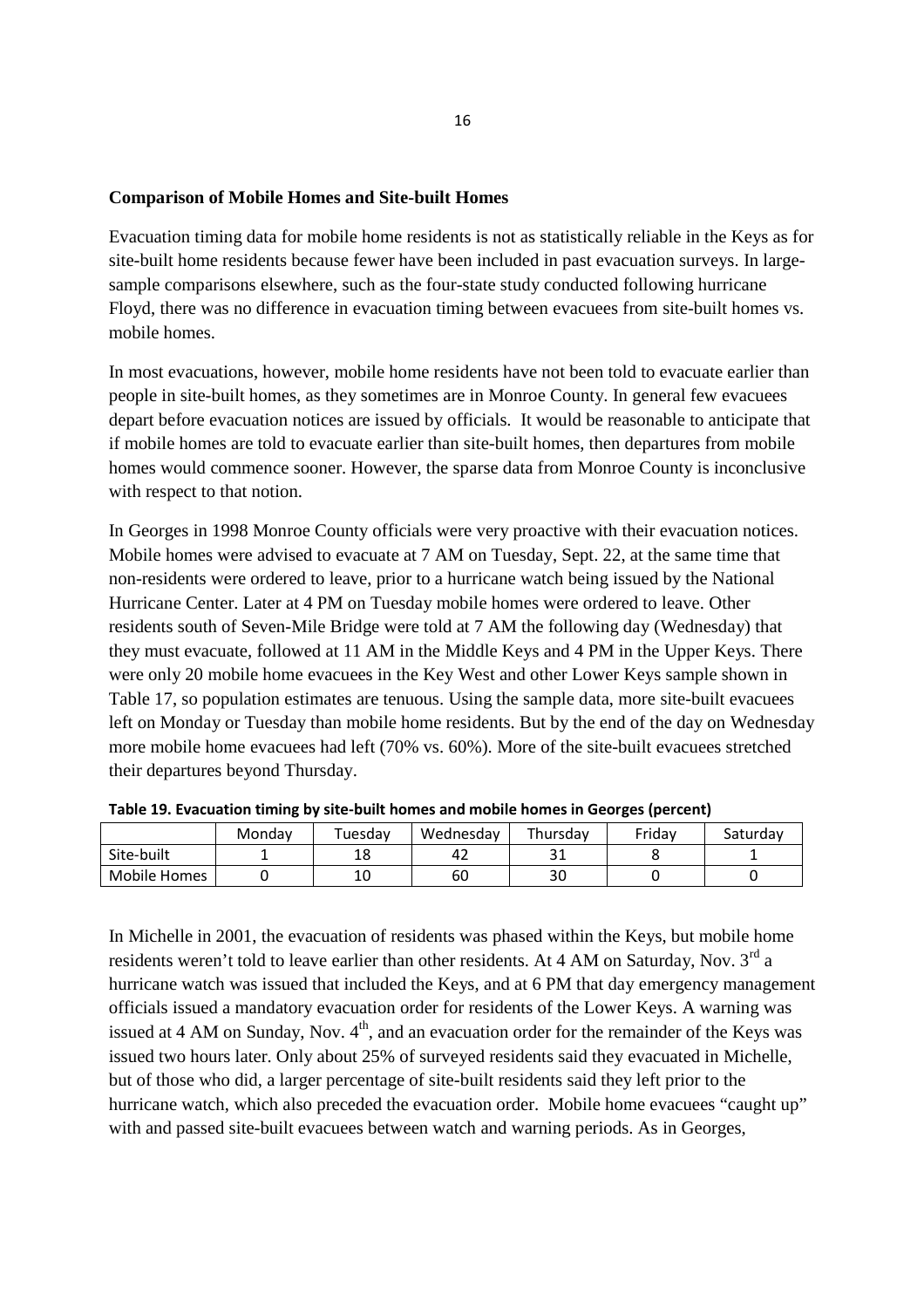**Comparison of Mobile Homes and Site-built Homes**

Evacuation timing data for mobile home residents is not as statistically reliable in the Keys as for site-built home residents because fewer have been included in past evacuation surveys. In large-sample comparisons elsewhere, such as the four-state study conducted following hurricane Floyd, there was no difference in evacuation timing between evacuees from site-built homes vs. mobile homes.

In most evacuations, however, mobile home residents have not been told to evacuate earlier than people in site-built homes, as they sometimes are in Monroe County. In general few evacuees depart before evacuation notices are issued by officials. It would be reasonable to anticipate that if mobile homes are told to evacuate earlier than site-built homes, then departures from mobile homes would commence sooner. However, the sparse data from Monroe County is inconclusive with respect to that notion.

In Georges in 1998 Monroe County officials were very proactive with their evacuation notices. Mobile homes were advised to evacuate at 7 AM on Tuesday, Sept. 22, at the same time that non-residents were ordered to leave, prior to a hurricane watch being issued by the National Hurricane Center. Later at 4 PM on Tuesday mobile homes were ordered to leave. Other residents south of Seven-Mile Bridge were told at 7 AM the following day (Wednesday) that they must evacuate, followed at 11 AM in the Middle Keys and 4 PM in the Upper Keys. There were only 20 mobile home evacuees in the Key West and other Lower Keys sample shown in Table 17, so population estimates are tenuous. Using the sample data, more site-built evacuees left on Monday or Tuesday than mobile home residents. But by the end of the day on Wednesday more mobile home evacuees had left (70% vs. 60%). More of the site-built evacuees stretched their departures beyond Thursday.

**Table 19. Evacuation timing by site-built homes and mobile homes in Georges (percent)**

| | Monday | Tuesday | Wednesday | Thursday | Friday | Saturday |
|---|---|---|---|---|---|---|
| Site-built | 1 | 18 | 42 | 31 | 8 | 1 |
| Mobile Homes | 0 | 10 | 60 | 30 | 0 | 0 |

In Michelle in 2001, the evacuation of residents was phased within the Keys, but mobile home residents weren't told to leave earlier than other residents. At 4 AM on Saturday, Nov. 3rd a hurricane watch was issued that included the Keys, and at 6 PM that day emergency management officials issued a mandatory evacuation order for residents of the Lower Keys. A warning was issued at 4 AM on Sunday, Nov. 4th, and an evacuation order for the remainder of the Keys was issued two hours later. Only about 25% of surveyed residents said they evacuated in Michelle, but of those who did, a larger percentage of site-built residents said they left prior to the hurricane watch, which also preceded the evacuation order. Mobile home evacuees "caught up" with and passed site-built evacuees between watch and warning periods. As in Georges,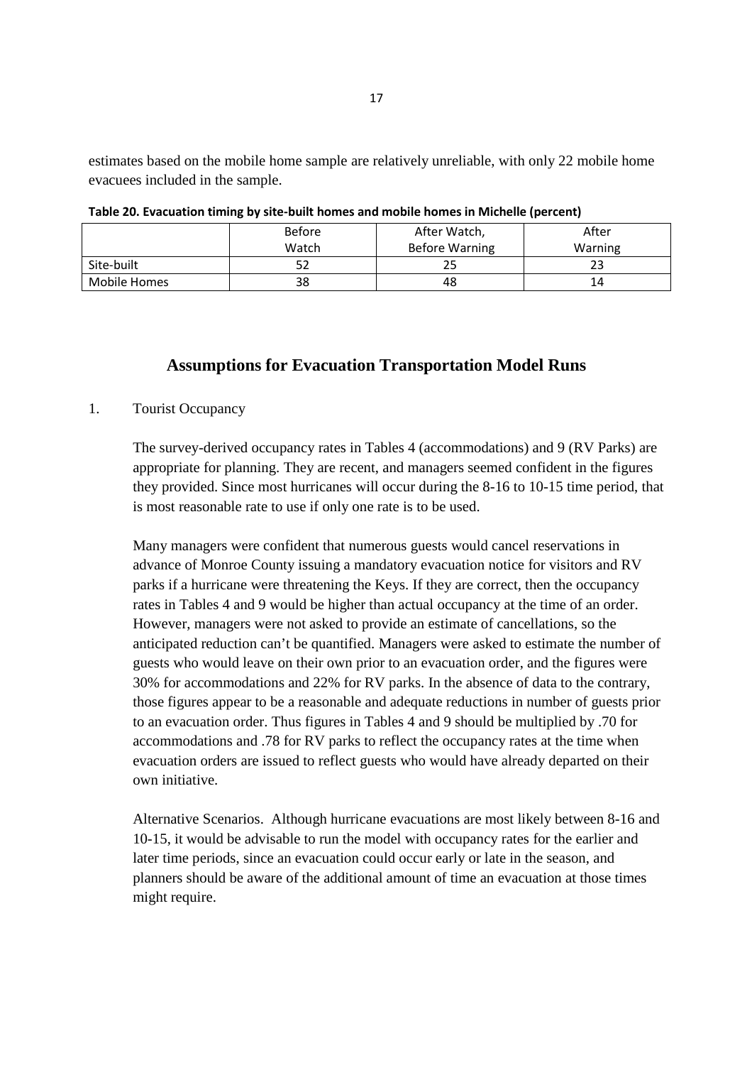estimates based on the mobile home sample are relatively unreliable, with only 22 mobile home evacuees included in the sample.

**Table 20. Evacuation timing by site-built homes and mobile homes in Michelle (percent)**

| | Before Watch | After Watch, Before Warning | After Warning |
|---|---|---|---|
| Site-built | 52 | 25 | 23 |
| Mobile Homes | 38 | 48 | 14 |

## Assumptions for Evacuation Transportation Model Runs

1. Tourist Occupancy

The survey-derived occupancy rates in Tables 4 (accommodations) and 9 (RV Parks) are appropriate for planning. They are recent, and managers seemed confident in the figures they provided. Since most hurricanes will occur during the 8-16 to 10-15 time period, that is most reasonable rate to use if only one rate is to be used.

Many managers were confident that numerous guests would cancel reservations in advance of Monroe County issuing a mandatory evacuation notice for visitors and RV parks if a hurricane were threatening the Keys. If they are correct, then the occupancy rates in Tables 4 and 9 would be higher than actual occupancy at the time of an order. However, managers were not asked to provide an estimate of cancellations, so the anticipated reduction can't be quantified. Managers were asked to estimate the number of guests who would leave on their own prior to an evacuation order, and the figures were 30% for accommodations and 22% for RV parks. In the absence of data to the contrary, those figures appear to be a reasonable and adequate reductions in number of guests prior to an evacuation order. Thus figures in Tables 4 and 9 should be multiplied by .70 for accommodations and .78 for RV parks to reflect the occupancy rates at the time when evacuation orders are issued to reflect guests who would have already departed on their own initiative.

Alternative Scenarios. Although hurricane evacuations are most likely between 8-16 and 10-15, it would be advisable to run the model with occupancy rates for the earlier and later time periods, since an evacuation could occur early or late in the season, and planners should be aware of the additional amount of time an evacuation at those times might require.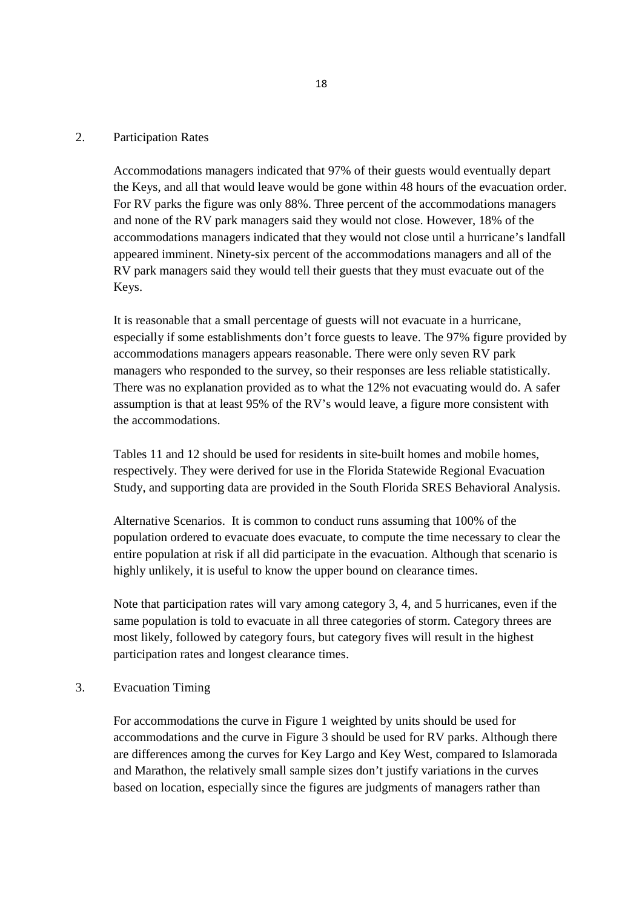2. Participation Rates

Accommodations managers indicated that 97% of their guests would eventually depart the Keys, and all that would leave would be gone within 48 hours of the evacuation order. For RV parks the figure was only 88%. Three percent of the accommodations managers and none of the RV park managers said they would not close. However, 18% of the accommodations managers indicated that they would not close until a hurricane's landfall appeared imminent. Ninety-six percent of the accommodations managers and all of the RV park managers said they would tell their guests that they must evacuate out of the Keys.

It is reasonable that a small percentage of guests will not evacuate in a hurricane, especially if some establishments don't force guests to leave. The 97% figure provided by accommodations managers appears reasonable. There were only seven RV park managers who responded to the survey, so their responses are less reliable statistically. There was no explanation provided as to what the 12% not evacuating would do. A safer assumption is that at least 95% of the RV's would leave, a figure more consistent with the accommodations.

Tables 11 and 12 should be used for residents in site-built homes and mobile homes, respectively. They were derived for use in the Florida Statewide Regional Evacuation Study, and supporting data are provided in the South Florida SRES Behavioral Analysis.

Alternative Scenarios. It is common to conduct runs assuming that 100% of the population ordered to evacuate does evacuate, to compute the time necessary to clear the entire population at risk if all did participate in the evacuation. Although that scenario is highly unlikely, it is useful to know the upper bound on clearance times.

Note that participation rates will vary among category 3, 4, and 5 hurricanes, even if the same population is told to evacuate in all three categories of storm. Category threes are most likely, followed by category fours, but category fives will result in the highest participation rates and longest clearance times.

3. Evacuation Timing

For accommodations the curve in Figure 1 weighted by units should be used for accommodations and the curve in Figure 3 should be used for RV parks. Although there are differences among the curves for Key Largo and Key West, compared to Islamorada and Marathon, the relatively small sample sizes don't justify variations in the curves based on location, especially since the figures are judgments of managers rather than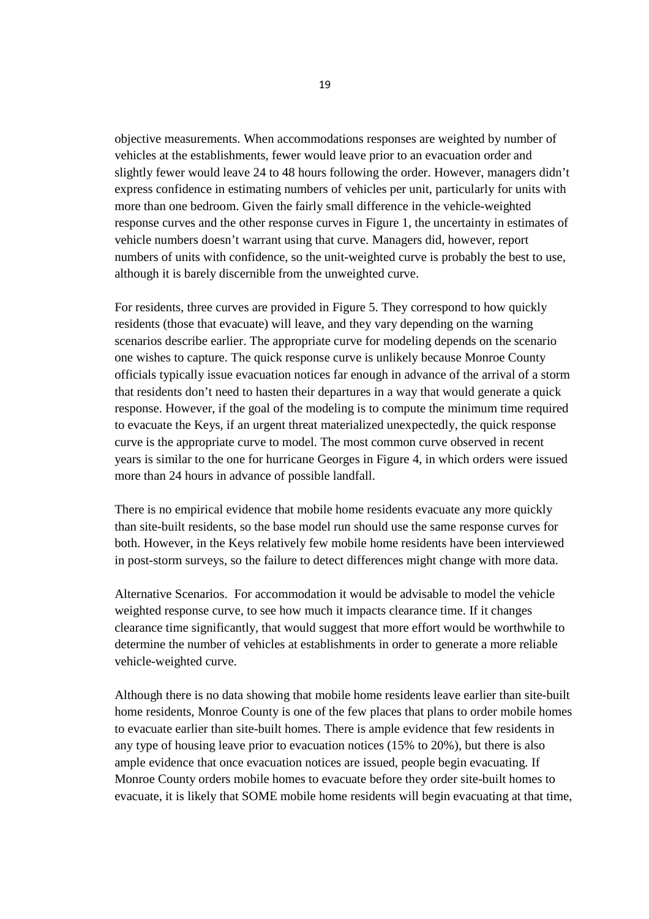objective measurements. When accommodations responses are weighted by number of vehicles at the establishments, fewer would leave prior to an evacuation order and slightly fewer would leave 24 to 48 hours following the order. However, managers didn't express confidence in estimating numbers of vehicles per unit, particularly for units with more than one bedroom. Given the fairly small difference in the vehicle-weighted response curves and the other response curves in Figure 1, the uncertainty in estimates of vehicle numbers doesn't warrant using that curve. Managers did, however, report numbers of units with confidence, so the unit-weighted curve is probably the best to use, although it is barely discernible from the unweighted curve.

For residents, three curves are provided in Figure 5. They correspond to how quickly residents (those that evacuate) will leave, and they vary depending on the warning scenarios describe earlier. The appropriate curve for modeling depends on the scenario one wishes to capture. The quick response curve is unlikely because Monroe County officials typically issue evacuation notices far enough in advance of the arrival of a storm that residents don't need to hasten their departures in a way that would generate a quick response. However, if the goal of the modeling is to compute the minimum time required to evacuate the Keys, if an urgent threat materialized unexpectedly, the quick response curve is the appropriate curve to model. The most common curve observed in recent years is similar to the one for hurricane Georges in Figure 4, in which orders were issued more than 24 hours in advance of possible landfall.

There is no empirical evidence that mobile home residents evacuate any more quickly than site-built residents, so the base model run should use the same response curves for both. However, in the Keys relatively few mobile home residents have been interviewed in post-storm surveys, so the failure to detect differences might change with more data.

Alternative Scenarios. For accommodation it would be advisable to model the vehicle weighted response curve, to see how much it impacts clearance time. If it changes clearance time significantly, that would suggest that more effort would be worthwhile to determine the number of vehicles at establishments in order to generate a more reliable vehicle-weighted curve.

Although there is no data showing that mobile home residents leave earlier than site-built home residents, Monroe County is one of the few places that plans to order mobile homes to evacuate earlier than site-built homes. There is ample evidence that few residents in any type of housing leave prior to evacuation notices (15% to 20%), but there is also ample evidence that once evacuation notices are issued, people begin evacuating. If Monroe County orders mobile homes to evacuate before they order site-built homes to evacuate, it is likely that SOME mobile home residents will begin evacuating at that time,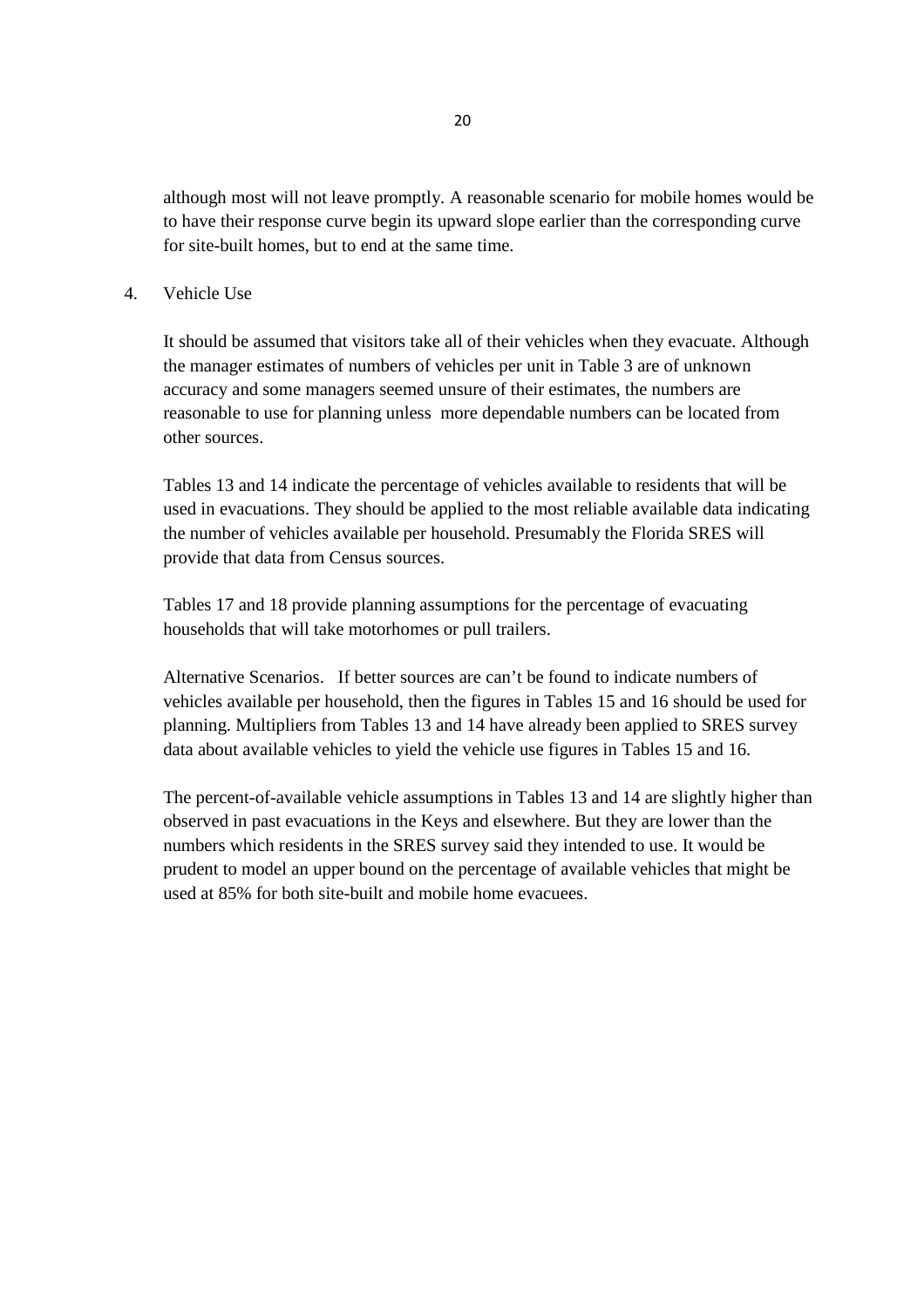although most will not leave promptly. A reasonable scenario for mobile homes would be to have their response curve begin its upward slope earlier than the corresponding curve for site-built homes, but to end at the same time.

4. Vehicle Use

It should be assumed that visitors take all of their vehicles when they evacuate. Although the manager estimates of numbers of vehicles per unit in Table 3 are of unknown accuracy and some managers seemed unsure of their estimates, the numbers are reasonable to use for planning unless more dependable numbers can be located from other sources.

Tables 13 and 14 indicate the percentage of vehicles available to residents that will be used in evacuations. They should be applied to the most reliable available data indicating the number of vehicles available per household. Presumably the Florida SRES will provide that data from Census sources.

Tables 17 and 18 provide planning assumptions for the percentage of evacuating households that will take motorhomes or pull trailers.

Alternative Scenarios. If better sources are can't be found to indicate numbers of vehicles available per household, then the figures in Tables 15 and 16 should be used for planning. Multipliers from Tables 13 and 14 have already been applied to SRES survey data about available vehicles to yield the vehicle use figures in Tables 15 and 16.

The percent-of-available vehicle assumptions in Tables 13 and 14 are slightly higher than observed in past evacuations in the Keys and elsewhere. But they are lower than the numbers which residents in the SRES survey said they intended to use. It would be prudent to model an upper bound on the percentage of available vehicles that might be used at 85% for both site-built and mobile home evacuees.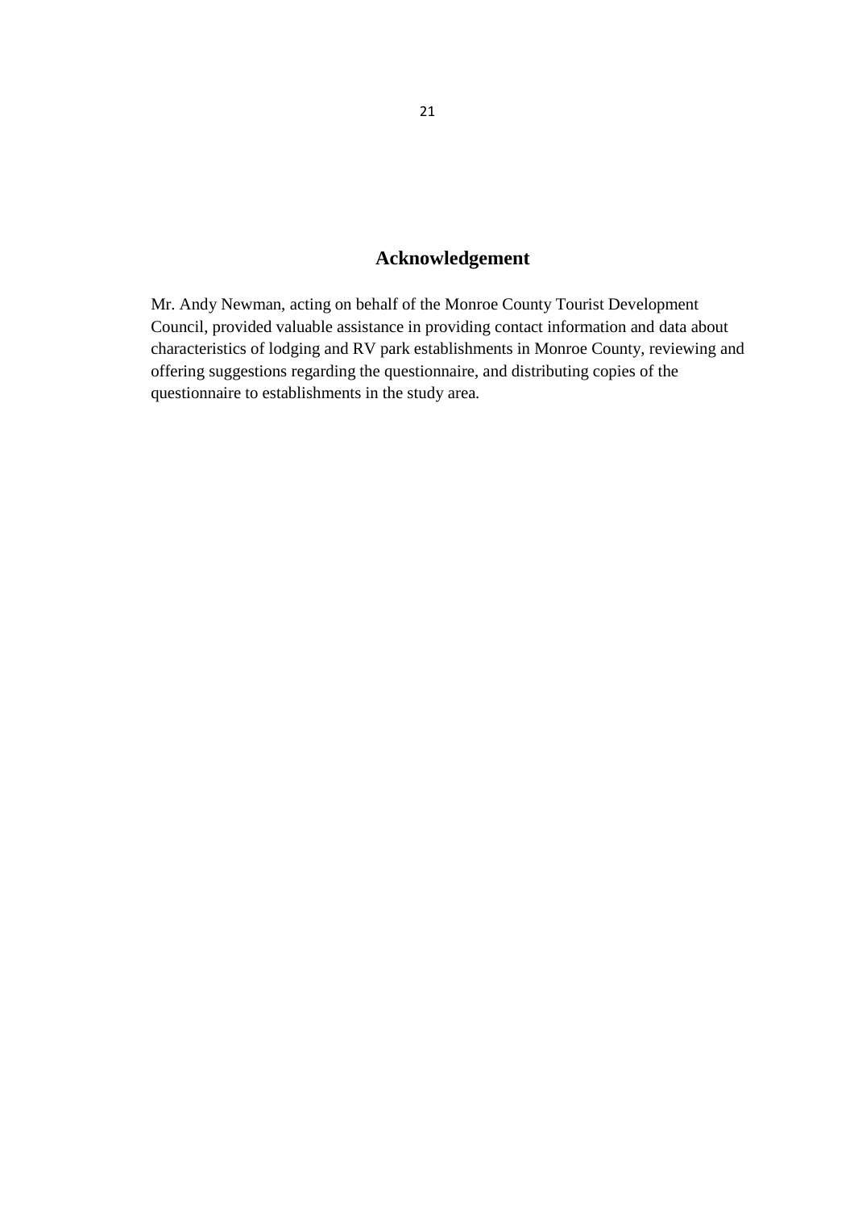## Acknowledgement

Mr. Andy Newman, acting on behalf of the Monroe County Tourist Development Council, provided valuable assistance in providing contact information and data about characteristics of lodging and RV park establishments in Monroe County, reviewing and offering suggestions regarding the questionnaire, and distributing copies of the questionnaire to establishments in the study area.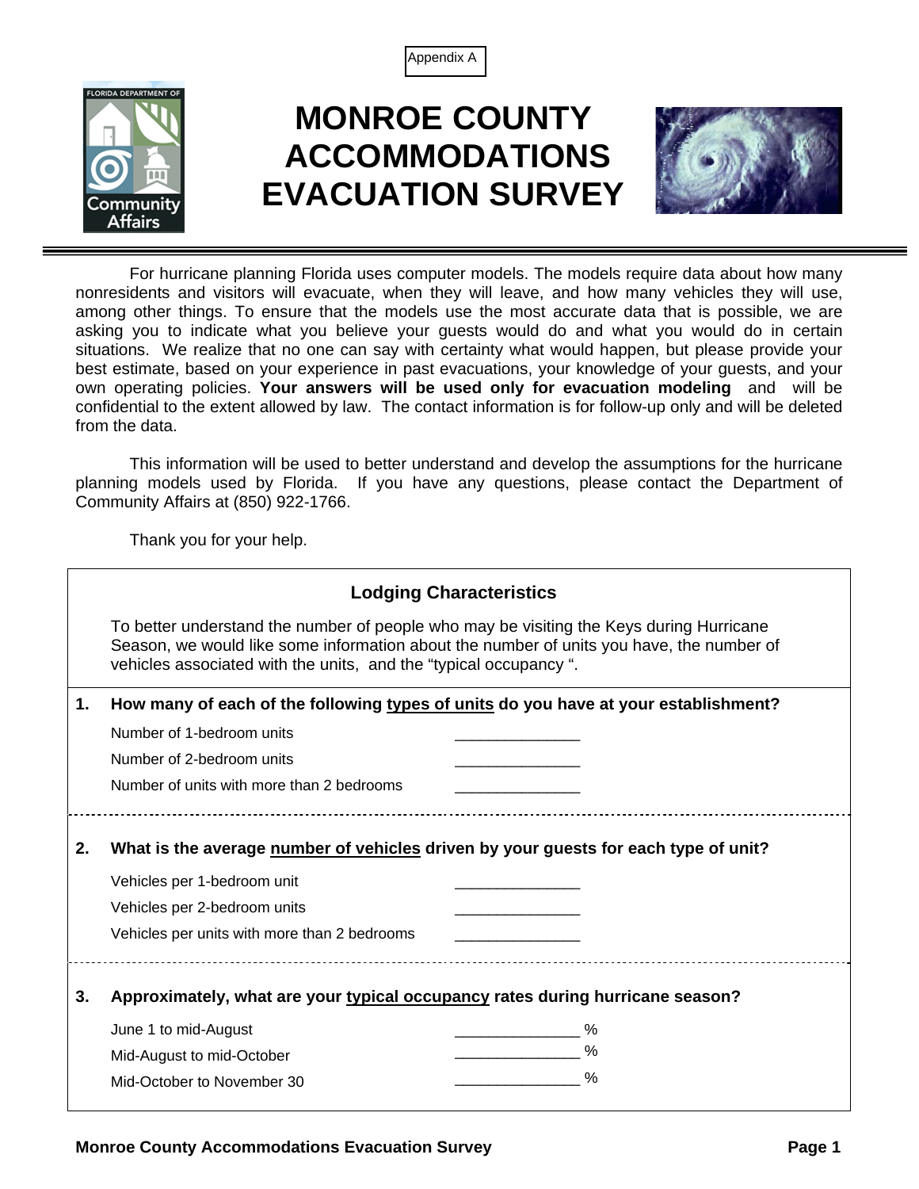Appendix A

# MONROE COUNTY ACCOMMODATIONS EVACUATION SURVEY

For hurricane planning Florida uses computer models. The models require data about how many nonresidents and visitors will evacuate, when they will leave, and how many vehicles they will use, among other things. To ensure that the models use the most accurate data that is possible, we are asking you to indicate what you believe your guests would do and what you would do in certain situations. We realize that no one can say with certainty what would happen, but please provide your best estimate, based on your experience in past evacuations, your knowledge of your guests, and your own operating policies. **Your answers will be used only for evacuation modeling** and will be confidential to the extent allowed by law. The contact information is for follow-up only and will be deleted from the data.

This information will be used to better understand and develop the assumptions for the hurricane planning models used by Florida. If you have any questions, please contact the Department of Community Affairs at (850) 922-1766.

Thank you for your help.

## Lodging Characteristics

To better understand the number of people who may be visiting the Keys during Hurricane Season, we would like some information about the number of units you have, the number of vehicles associated with the units, and the "typical occupancy ".

**1. How many of each of the following types of units do you have at your establishment?**

Number of 1-bedroom units _______________

Number of 2-bedroom units _______________

Number of units with more than 2 bedrooms _______________

**2. What is the average number of vehicles driven by your guests for each type of unit?**

Vehicles per 1-bedroom unit _______________

Vehicles per 2-bedroom units _______________

Vehicles per units with more than 2 bedrooms _______________

**3. Approximately, what are your typical occupancy rates during hurricane season?**

June 1 to mid-August _______________ %

Mid-August to mid-October _______________ %

Mid-October to November 30 _______________ %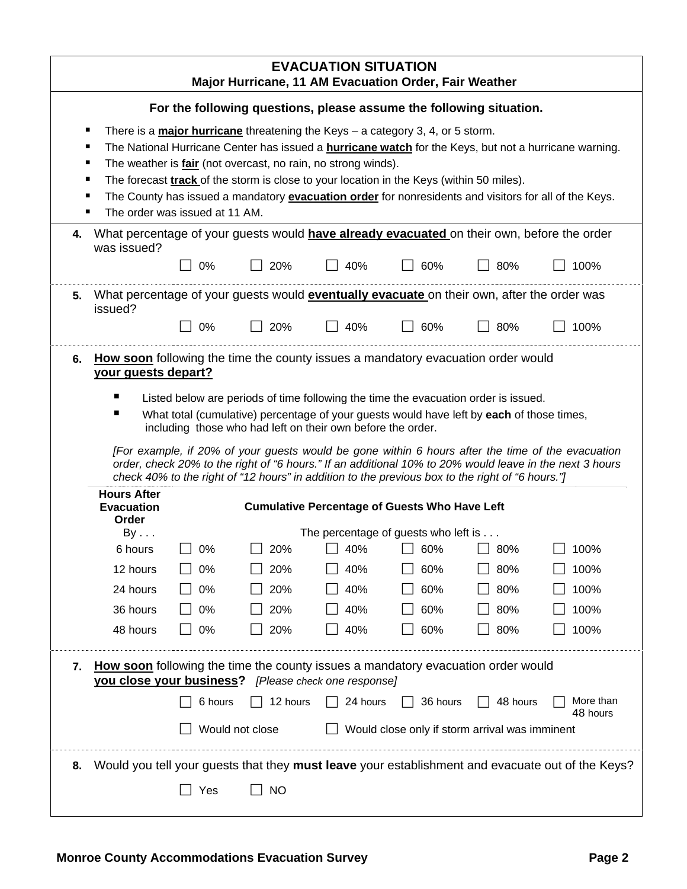## EVACUATION SITUATION

**Major Hurricane, 11 AM Evacuation Order, Fair Weather**

**For the following questions, please assume the following situation.**

- There is a **major hurricane** threatening the Keys – a category 3, 4, or 5 storm.
- The National Hurricane Center has issued a **hurricane watch** for the Keys, but not a hurricane warning.
- The weather is **fair** (not overcast, no rain, no strong winds).
- The forecast **track** of the storm is close to your location in the Keys (within 50 miles).
- The County has issued a mandatory **evacuation order** for nonresidents and visitors for all of the Keys.
- The order was issued at 11 AM.

**4.** What percentage of your guests would **have already evacuated** on their own, before the order was issued?

☐ 0% ☐ 20% ☐ 40% ☐ 60% ☐ 80% ☐ 100%

**5.** What percentage of your guests would **eventually evacuate** on their own, after the order was issued?

☐ 0% ☐ 20% ☐ 40% ☐ 60% ☐ 80% ☐ 100%

**6.** **How soon** following the time the county issues a mandatory evacuation order would **your guests depart?**

- Listed below are periods of time following the time the evacuation order is issued.
- What total (cumulative) percentage of your guests would have left by **each** of those times, including those who had left on their own before the order.

*[For example, if 20% of your guests would be gone within 6 hours after the time of the evacuation order, check 20% to the right of "6 hours." If an additional 10% to 20% would leave in the next 3 hours check 40% to the right of "12 hours" in addition to the previous box to the right of "6 hours."]*

| Hours After Evacuation Order | Cumulative Percentage of Guests Who Have Left | | | | | |
|---|---|---|---|---|---|---|
| By . . . | The percentage of guests who left is . . . | | | | | |
| 6 hours | ☐ 0% | ☐ 20% | ☐ 40% | ☐ 60% | ☐ 80% | ☐ 100% |
| 12 hours | ☐ 0% | ☐ 20% | ☐ 40% | ☐ 60% | ☐ 80% | ☐ 100% |
| 24 hours | ☐ 0% | ☐ 20% | ☐ 40% | ☐ 60% | ☐ 80% | ☐ 100% |
| 36 hours | ☐ 0% | ☐ 20% | ☐ 40% | ☐ 60% | ☐ 80% | ☐ 100% |
| 48 hours | ☐ 0% | ☐ 20% | ☐ 40% | ☐ 60% | ☐ 80% | ☐ 100% |

**7.** **How soon** following the time the county issues a mandatory evacuation order would **you close your business?** *[Please check one response]*

☐ 6 hours ☐ 12 hours ☐ 24 hours ☐ 36 hours ☐ 48 hours ☐ More than 48 hours

☐ Would not close ☐ Would close only if storm arrival was imminent

**8.** Would you tell your guests that they **must leave** your establishment and evacuate out of the Keys?

☐ Yes ☐ NO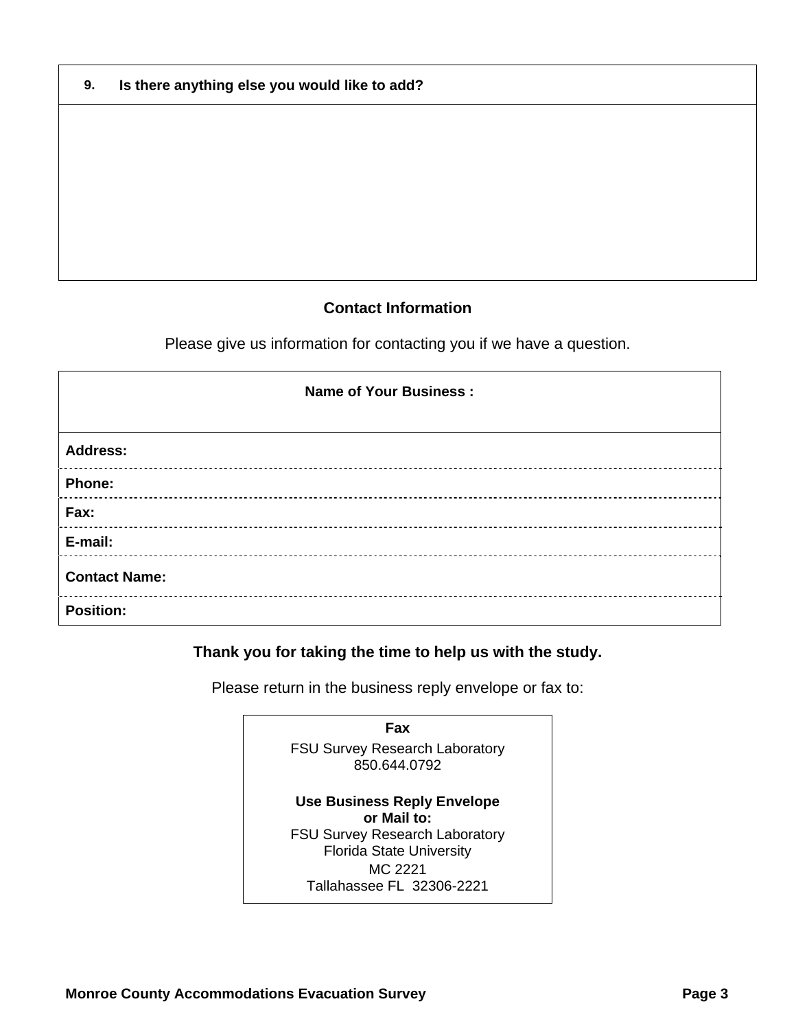| 9. Is there anything else you would like to add? |
|---|
| |

## Contact Information

Please give us information for contacting you if we have a question.

| Name of Your Business : |
|---|
| Address: |
| Phone: |
| Fax: |
| E-mail: |
| Contact Name: |
| Position: |

**Thank you for taking the time to help us with the study.**

Please return in the business reply envelope or fax to:

**Fax**
FSU Survey Research Laboratory
850.644.0792

**Use Business Reply Envelope or Mail to:**
FSU Survey Research Laboratory
Florida State University
MC 2221
Tallahassee FL 32306-2221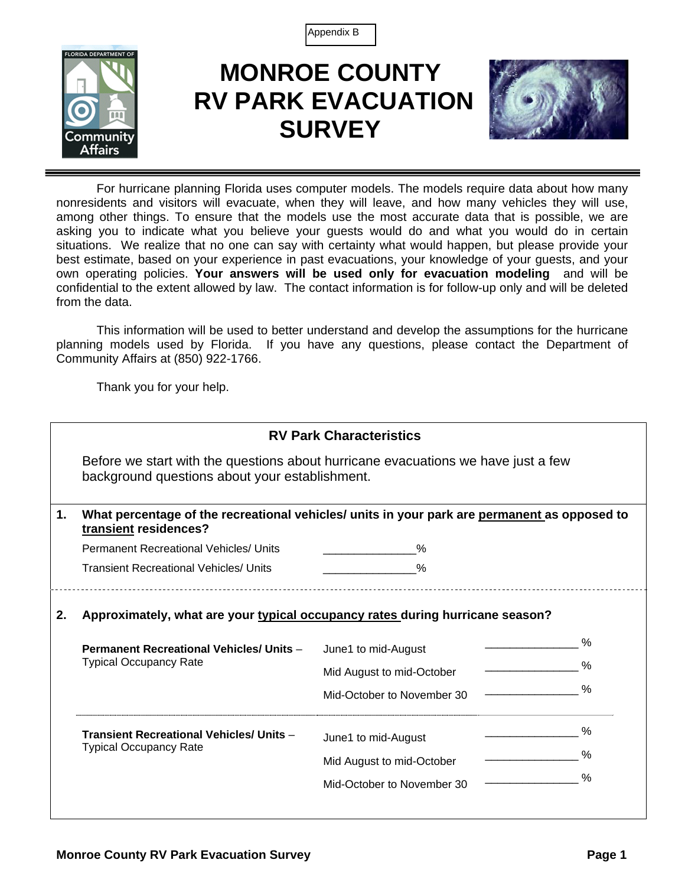Appendix B

# MONROE COUNTY RV PARK EVACUATION SURVEY

For hurricane planning Florida uses computer models. The models require data about how many nonresidents and visitors will evacuate, when they will leave, and how many vehicles they will use, among other things. To ensure that the models use the most accurate data that is possible, we are asking you to indicate what you believe your guests would do and what you would do in certain situations. We realize that no one can say with certainty what would happen, but please provide your best estimate, based on your experience in past evacuations, your knowledge of your guests, and your own operating policies. **Your answers will be used only for evacuation modeling** and will be confidential to the extent allowed by law. The contact information is for follow-up only and will be deleted from the data.

This information will be used to better understand and develop the assumptions for the hurricane planning models used by Florida. If you have any questions, please contact the Department of Community Affairs at (850) 922-1766.

Thank you for your help.

## RV Park Characteristics

Before we start with the questions about hurricane evacuations we have just a few background questions about your establishment.

**1. What percentage of the recreational vehicles/ units in your park are permanent as opposed to transient residences?**

Permanent Recreational Vehicles/ Units _______________%

Transient Recreational Vehicles/ Units _______________%

**2. Approximately, what are your typical occupancy rates during hurricane season?**

| | | |
|---|---|---|
| **Permanent Recreational Vehicles/ Units** – Typical Occupancy Rate | June1 to mid-August | _______________ % |
| | Mid August to mid-October | _______________ % |
| | Mid-October to November 30 | _______________ % |
| **Transient Recreational Vehicles/ Units** – Typical Occupancy Rate | June1 to mid-August | _______________ % |
| | Mid August to mid-October | _______________ % |
| | Mid-October to November 30 | _______________ % |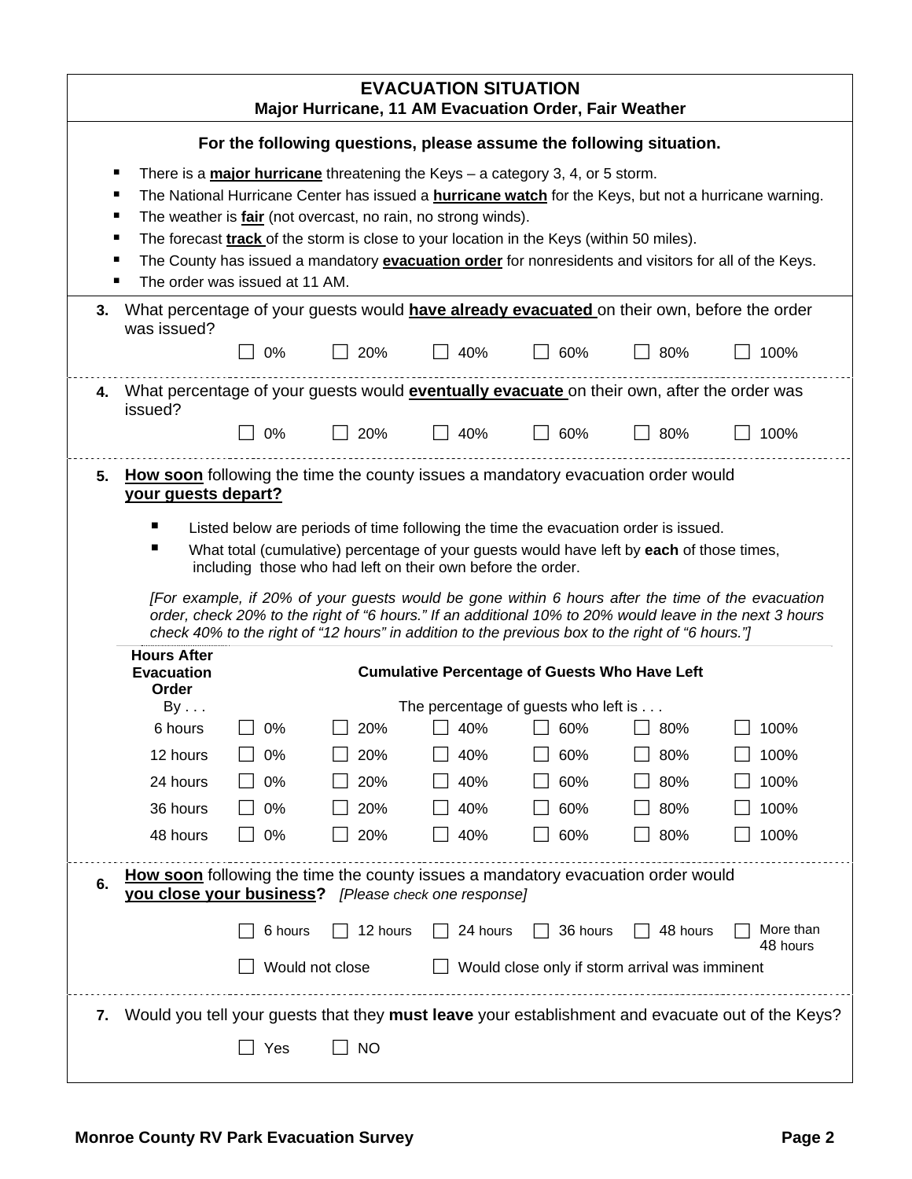## EVACUATION SITUATION

**Major Hurricane, 11 AM Evacuation Order, Fair Weather**

**For the following questions, please assume the following situation.**

- There is a **major hurricane** threatening the Keys – a category 3, 4, or 5 storm.
- The National Hurricane Center has issued a **hurricane watch** for the Keys, but not a hurricane warning.
- The weather is **fair** (not overcast, no rain, no strong winds).
- The forecast **track** of the storm is close to your location in the Keys (within 50 miles).
- The County has issued a mandatory **evacuation order** for nonresidents and visitors for all of the Keys.
- The order was issued at 11 AM.

**3.** What percentage of your guests would **have already evacuated** on their own, before the order was issued?

☐ 0% ☐ 20% ☐ 40% ☐ 60% ☐ 80% ☐ 100%

**4.** What percentage of your guests would **eventually evacuate** on their own, after the order was issued?

☐ 0% ☐ 20% ☐ 40% ☐ 60% ☐ 80% ☐ 100%

**5.** **How soon** following the time the county issues a mandatory evacuation order would **your guests depart?**

- Listed below are periods of time following the time the evacuation order is issued.
- What total (cumulative) percentage of your guests would have left by **each** of those times, including those who had left on their own before the order.

*[For example, if 20% of your guests would be gone within 6 hours after the time of the evacuation order, check 20% to the right of "6 hours." If an additional 10% to 20% would leave in the next 3 hours check 40% to the right of "12 hours" in addition to the previous box to the right of "6 hours."]*

| Hours After Evacuation Order | Cumulative Percentage of Guests Who Have Left | | | | | |
|---|---|---|---|---|---|---|
| By . . . | The percentage of guests who left is . . . | | | | | |
| 6 hours | ☐ 0% | ☐ 20% | ☐ 40% | ☐ 60% | ☐ 80% | ☐ 100% |
| 12 hours | ☐ 0% | ☐ 20% | ☐ 40% | ☐ 60% | ☐ 80% | ☐ 100% |
| 24 hours | ☐ 0% | ☐ 20% | ☐ 40% | ☐ 60% | ☐ 80% | ☐ 100% |
| 36 hours | ☐ 0% | ☐ 20% | ☐ 40% | ☐ 60% | ☐ 80% | ☐ 100% |
| 48 hours | ☐ 0% | ☐ 20% | ☐ 40% | ☐ 60% | ☐ 80% | ☐ 100% |

**6.** **How soon** following the time the county issues a mandatory evacuation order would **you close your business?** *[Please check one response]*

☐ 6 hours ☐ 12 hours ☐ 24 hours ☐ 36 hours ☐ 48 hours ☐ More than 48 hours

☐ Would not close ☐ Would close only if storm arrival was imminent

**7.** Would you tell your guests that they **must leave** your establishment and evacuate out of the Keys?

☐ Yes ☐ NO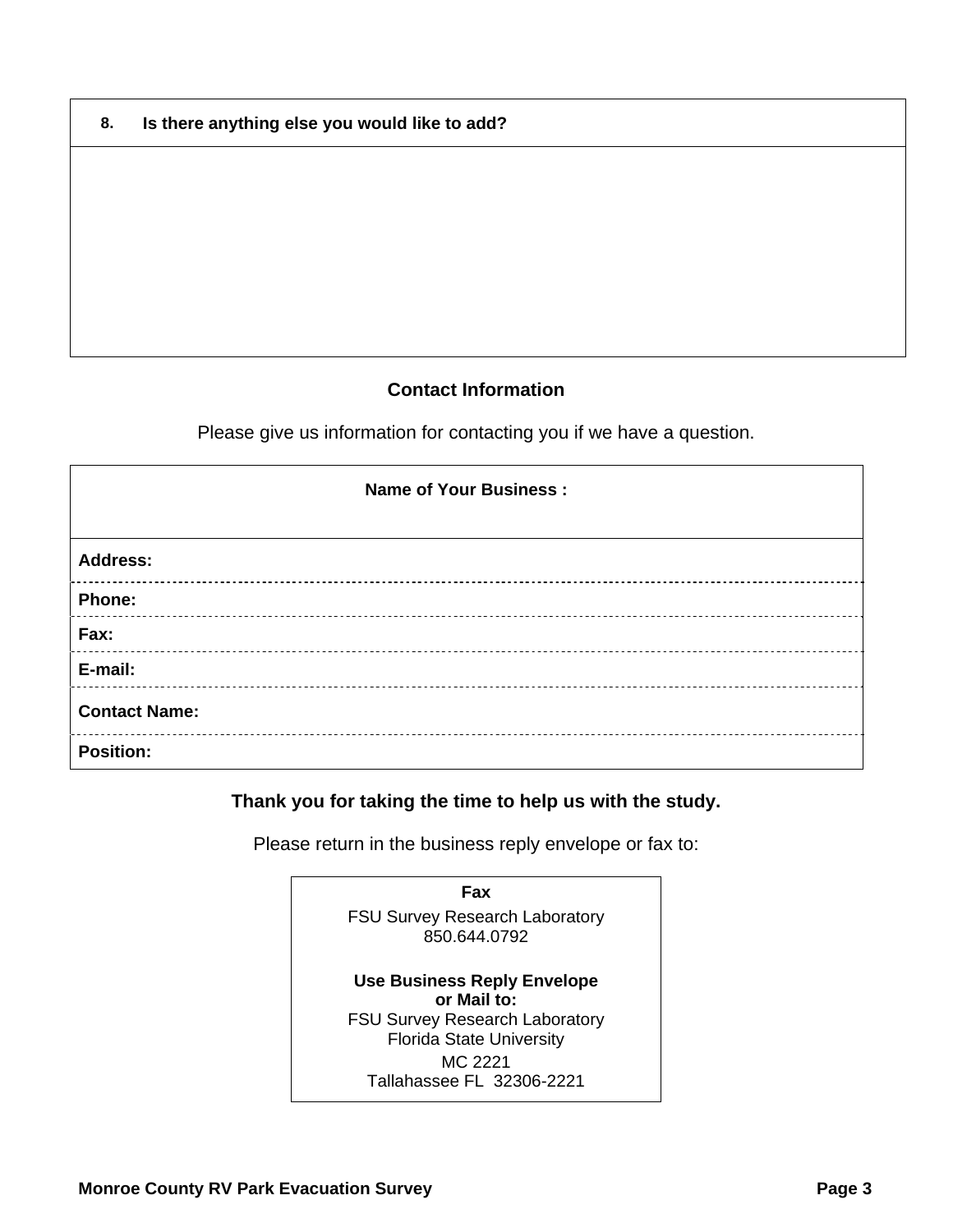| 8. Is there anything else you would like to add? |
|---|
| |

**Contact Information**

Please give us information for contacting you if we have a question.

| Name of Your Business : |
|---|
| **Address:** |
| **Phone:** |
| **Fax:** |
| **E-mail:** |
| **Contact Name:** |
| **Position:** |

**Thank you for taking the time to help us with the study.**

Please return in the business reply envelope or fax to:

**Fax**

FSU Survey Research Laboratory
850.644.0792

**Use Business Reply Envelope or Mail to:**

FSU Survey Research Laboratory
Florida State University
MC 2221
Tallahassee FL 32306-2221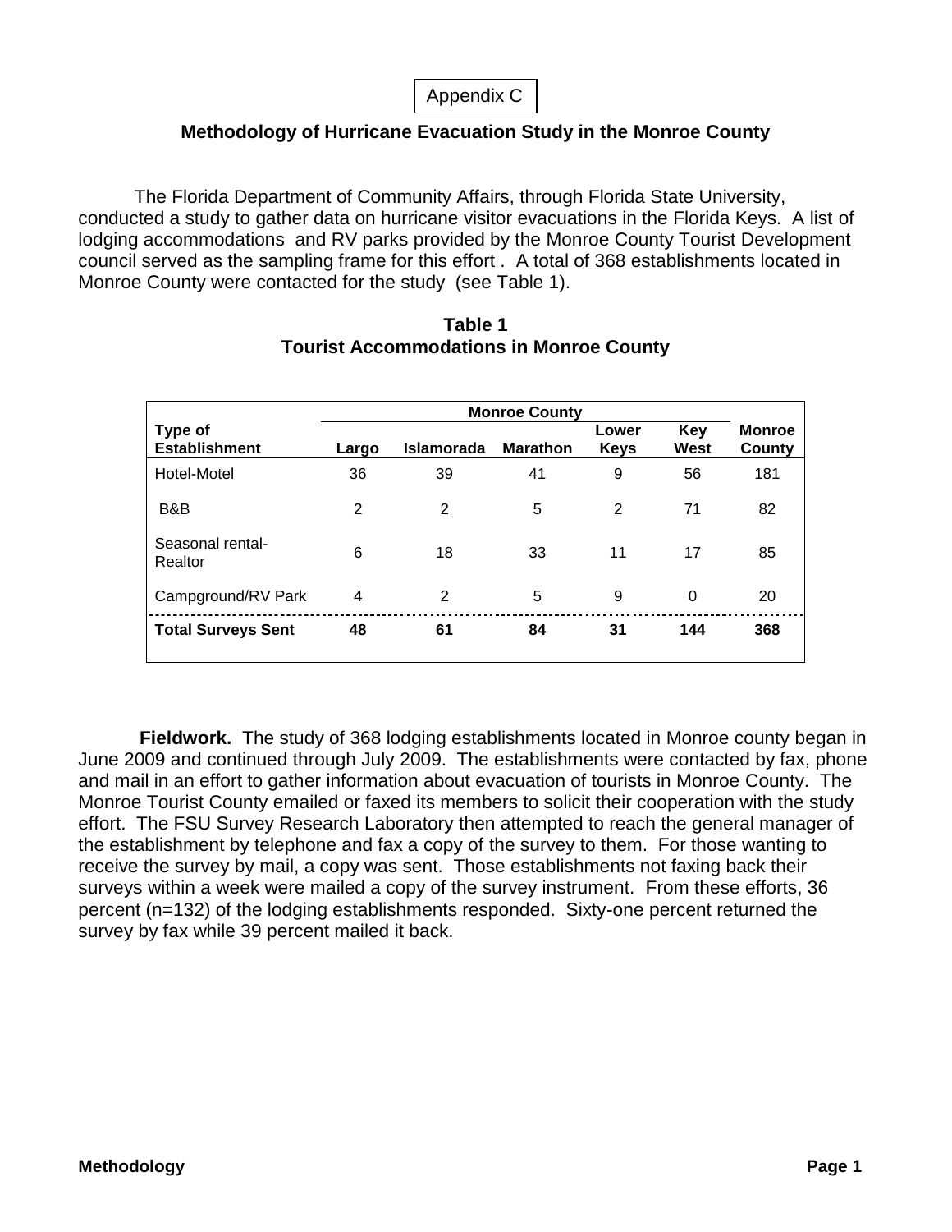Appendix C

## Methodology of Hurricane Evacuation Study in the Monroe County

The Florida Department of Community Affairs, through Florida State University, conducted a study to gather data on hurricane visitor evacuations in the Florida Keys. A list of lodging accommodations and RV parks provided by the Monroe County Tourist Development council served as the sampling frame for this effort . A total of 368 establishments located in Monroe County were contacted for the study (see Table 1).

**Table 1**
**Tourist Accommodations in Monroe County**

| | Monroe County | | | | | |
|---|---|---|---|---|---|---|
| **Type of Establishment** | **Largo** | **Islamorada** | **Marathon** | **Lower Keys** | **Key West** | **Monroe County** |
| Hotel-Motel | 36 | 39 | 41 | 9 | 56 | 181 |
| B&B | 2 | 2 | 5 | 2 | 71 | 82 |
| Seasonal rental-Realtor | 6 | 18 | 33 | 11 | 17 | 85 |
| Campground/RV Park | 4 | 2 | 5 | 9 | 0 | 20 |
| **Total Surveys Sent** | **48** | **61** | **84** | **31** | **144** | **368** |

**Fieldwork.** The study of 368 lodging establishments located in Monroe county began in June 2009 and continued through July 2009. The establishments were contacted by fax, phone and mail in an effort to gather information about evacuation of tourists in Monroe County. The Monroe Tourist County emailed or faxed its members to solicit their cooperation with the study effort. The FSU Survey Research Laboratory then attempted to reach the general manager of the establishment by telephone and fax a copy of the survey to them. For those wanting to receive the survey by mail, a copy was sent. Those establishments not faxing back their surveys within a week were mailed a copy of the survey instrument. From these efforts, 36 percent (n=132) of the lodging establishments responded. Sixty-one percent returned the survey by fax while 39 percent mailed it back.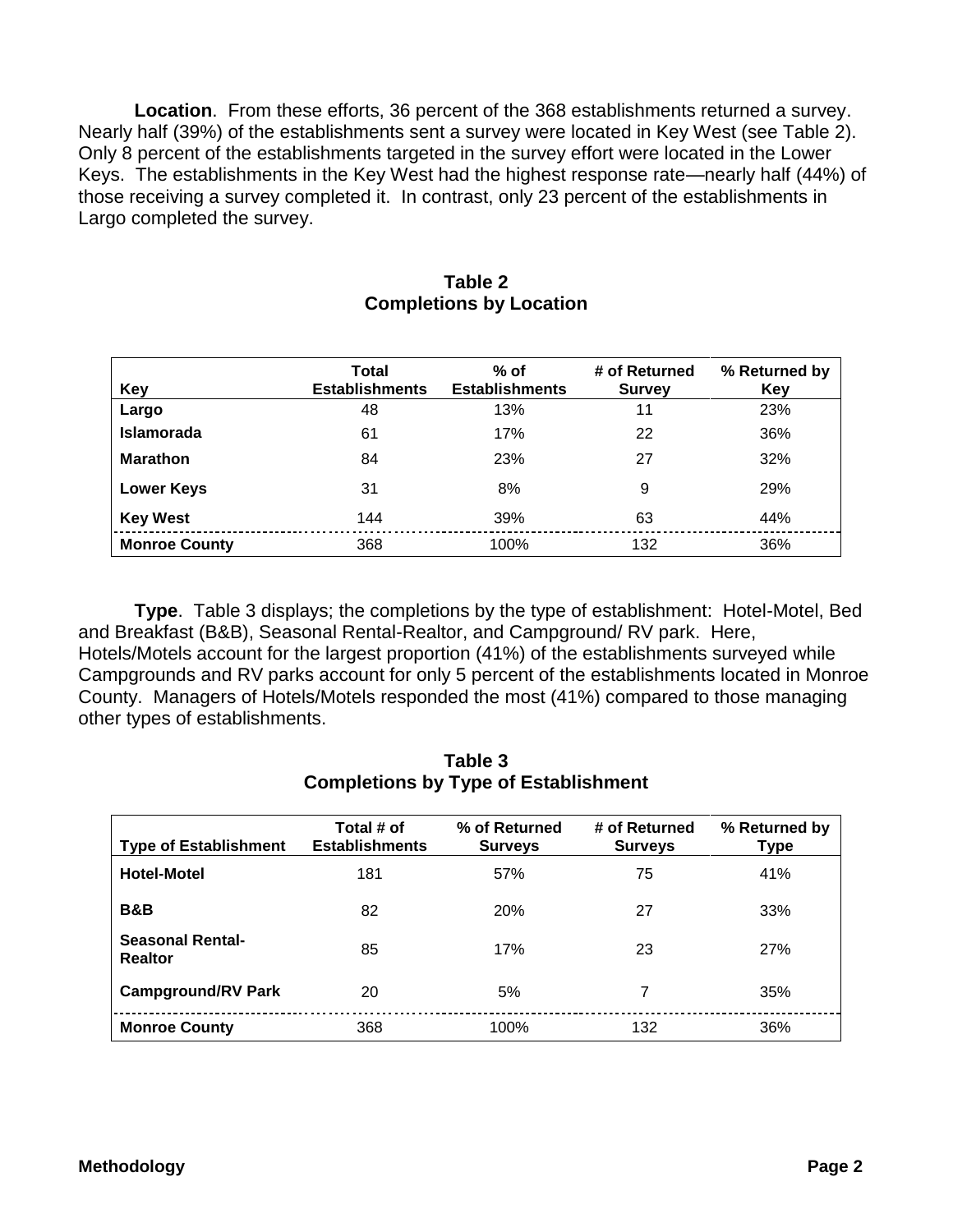**Location**. From these efforts, 36 percent of the 368 establishments returned a survey. Nearly half (39%) of the establishments sent a survey were located in Key West (see Table 2). Only 8 percent of the establishments targeted in the survey effort were located in the Lower Keys. The establishments in the Key West had the highest response rate—nearly half (44%) of those receiving a survey completed it. In contrast, only 23 percent of the establishments in Largo completed the survey.

**Table 2**
**Completions by Location**

| Key | Total Establishments | % of Establishments | # of Returned Survey | % Returned by Key |
|---|---|---|---|---|
| **Largo** | 48 | 13% | 11 | 23% |
| **Islamorada** | 61 | 17% | 22 | 36% |
| **Marathon** | 84 | 23% | 27 | 32% |
| **Lower Keys** | 31 | 8% | 9 | 29% |
| **Key West** | 144 | 39% | 63 | 44% |
| **Monroe County** | 368 | 100% | 132 | 36% |

**Type**. Table 3 displays; the completions by the type of establishment: Hotel-Motel, Bed and Breakfast (B&B), Seasonal Rental-Realtor, and Campground/ RV park. Here, Hotels/Motels account for the largest proportion (41%) of the establishments surveyed while Campgrounds and RV parks account for only 5 percent of the establishments located in Monroe County. Managers of Hotels/Motels responded the most (41%) compared to those managing other types of establishments.

**Table 3**
**Completions by Type of Establishment**

| Type of Establishment | Total # of Establishments | % of Returned Surveys | # of Returned Surveys | % Returned by Type |
|---|---|---|---|---|
| **Hotel-Motel** | 181 | 57% | 75 | 41% |
| **B&B** | 82 | 20% | 27 | 33% |
| **Seasonal Rental-Realtor** | 85 | 17% | 23 | 27% |
| **Campground/RV Park** | 20 | 5% | 7 | 35% |
| **Monroe County** | 368 | 100% | 132 | 36% |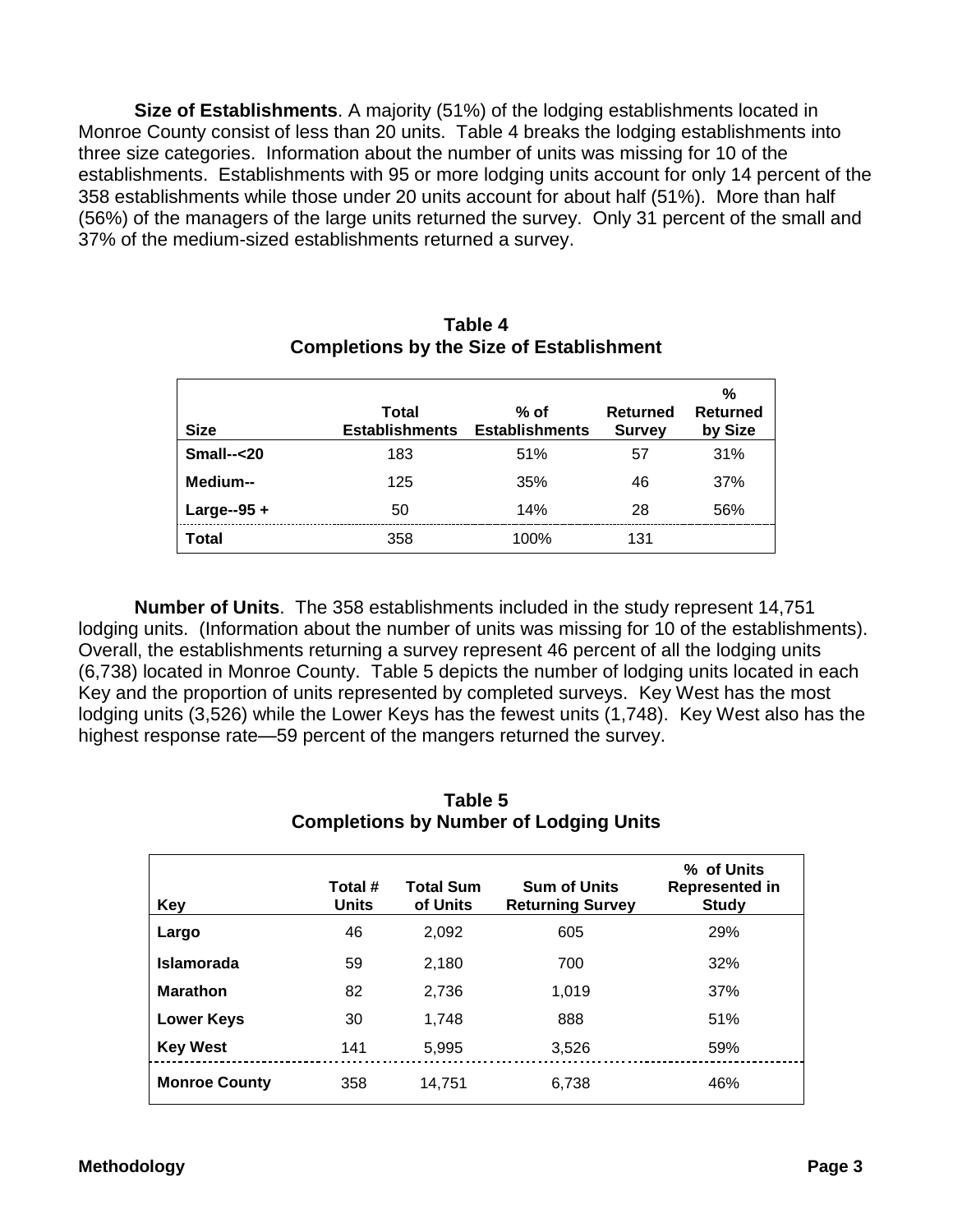**Size of Establishments**. A majority (51%) of the lodging establishments located in Monroe County consist of less than 20 units. Table 4 breaks the lodging establishments into three size categories. Information about the number of units was missing for 10 of the establishments. Establishments with 95 or more lodging units account for only 14 percent of the 358 establishments while those under 20 units account for about half (51%). More than half (56%) of the managers of the large units returned the survey. Only 31 percent of the small and 37% of the medium-sized establishments returned a survey.

**Table 4**
**Completions by the Size of Establishment**

| Size | Total Establishments | % of Establishments | Returned Survey | % Returned by Size |
|---|---|---|---|---|
| **Small--<20** | 183 | 51% | 57 | 31% |
| **Medium--** | 125 | 35% | 46 | 37% |
| **Large--95 +** | 50 | 14% | 28 | 56% |
| **Total** | 358 | 100% | 131 | |

**Number of Units**. The 358 establishments included in the study represent 14,751 lodging units. (Information about the number of units was missing for 10 of the establishments). Overall, the establishments returning a survey represent 46 percent of all the lodging units (6,738) located in Monroe County. Table 5 depicts the number of lodging units located in each Key and the proportion of units represented by completed surveys. Key West has the most lodging units (3,526) while the Lower Keys has the fewest units (1,748). Key West also has the highest response rate—59 percent of the mangers returned the survey.

**Table 5**
**Completions by Number of Lodging Units**

| Key | Total # Units | Total Sum of Units | Sum of Units Returning Survey | % of Units Represented in Study |
|---|---|---|---|---|
| **Largo** | 46 | 2,092 | 605 | 29% |
| **Islamorada** | 59 | 2,180 | 700 | 32% |
| **Marathon** | 82 | 2,736 | 1,019 | 37% |
| **Lower Keys** | 30 | 1,748 | 888 | 51% |
| **Key West** | 141 | 5,995 | 3,526 | 59% |
| **Monroe County** | 358 | 14,751 | 6,738 | 46% |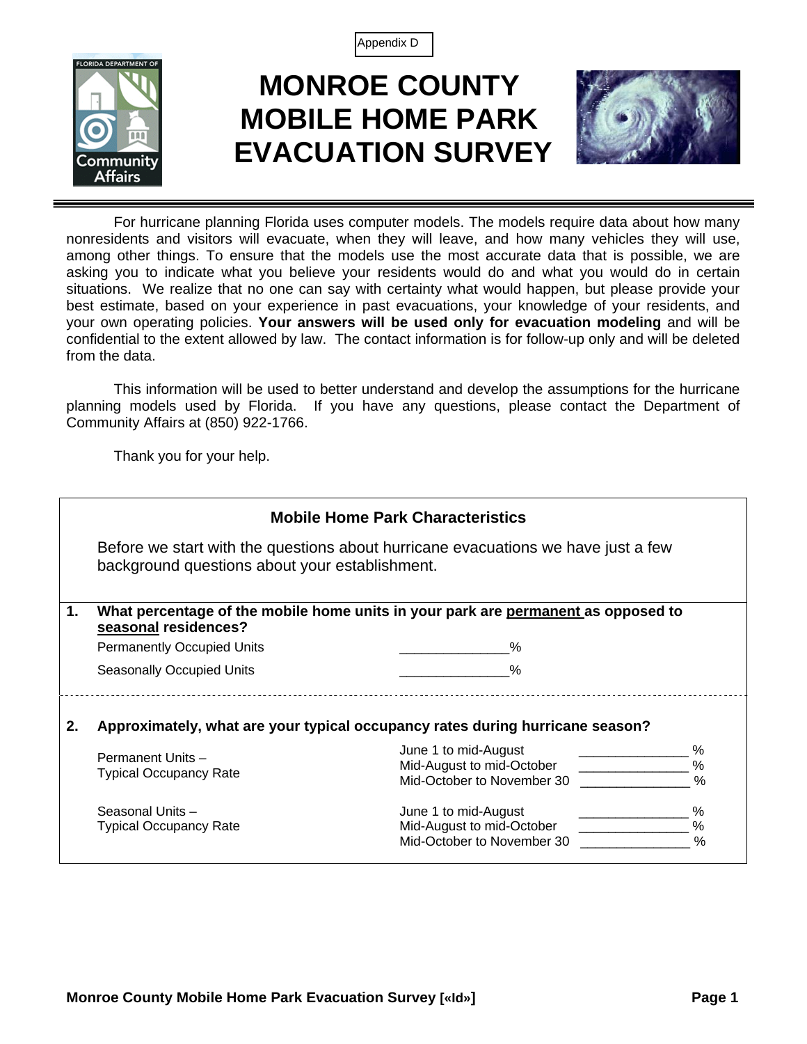Appendix D

# MONROE COUNTY MOBILE HOME PARK EVACUATION SURVEY

For hurricane planning Florida uses computer models. The models require data about how many nonresidents and visitors will evacuate, when they will leave, and how many vehicles they will use, among other things. To ensure that the models use the most accurate data that is possible, we are asking you to indicate what you believe your residents would do and what you would do in certain situations. We realize that no one can say with certainty what would happen, but please provide your best estimate, based on your experience in past evacuations, your knowledge of your residents, and your own operating policies. **Your answers will be used only for evacuation modeling** and will be confidential to the extent allowed by law. The contact information is for follow-up only and will be deleted from the data.

This information will be used to better understand and develop the assumptions for the hurricane planning models used by Florida. If you have any questions, please contact the Department of Community Affairs at (850) 922-1766.

Thank you for your help.

## Mobile Home Park Characteristics

Before we start with the questions about hurricane evacuations we have just a few background questions about your establishment.

**1. What percentage of the mobile home units in your park are permanent as opposed to seasonal residences?**

| | |
|---|---|
| Permanently Occupied Units | _______________% |
| Seasonally Occupied Units | _______________% |

**2. Approximately, what are your typical occupancy rates during hurricane season?**

| | | |
|---|---|---|
| Permanent Units – Typical Occupancy Rate | June 1 to mid-August | _______________ % |
| | Mid-August to mid-October | _______________ % |
| | Mid-October to November 30 | _______________ % |
| Seasonal Units – Typical Occupancy Rate | June 1 to mid-August | _______________ % |
| | Mid-August to mid-October | _______________ % |
| | Mid-October to November 30 | _______________ % |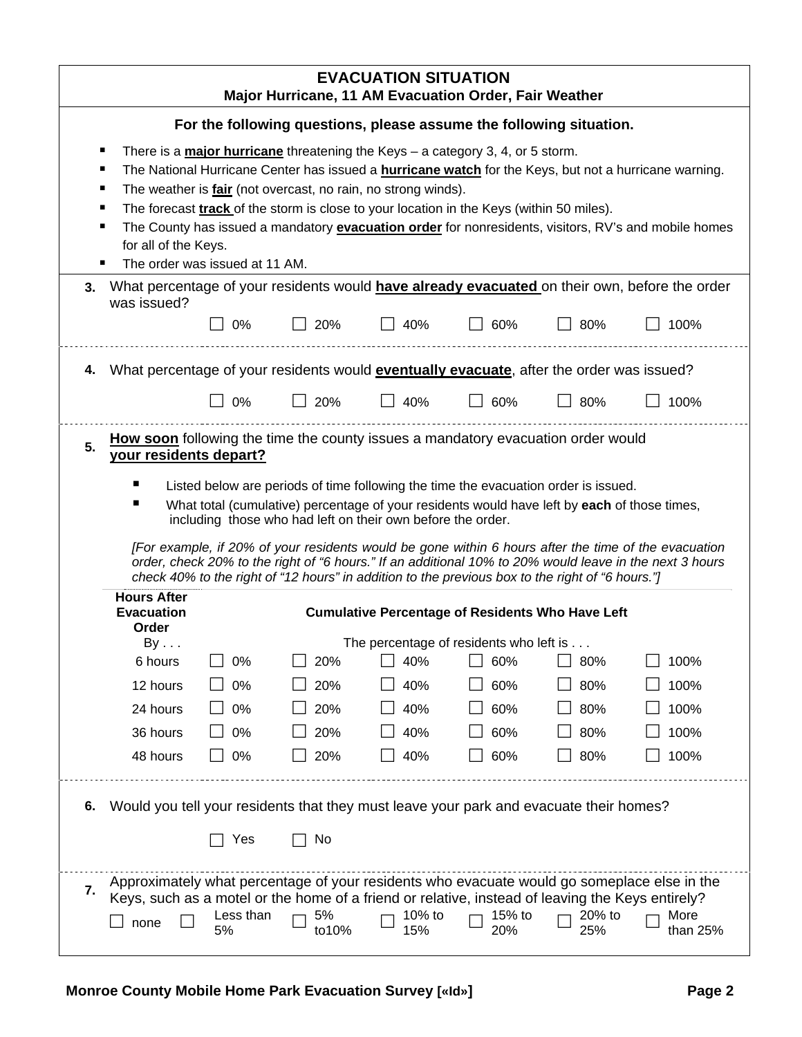# EVACUATION SITUATION

**Major Hurricane, 11 AM Evacuation Order, Fair Weather**

**For the following questions, please assume the following situation.**

- There is a **major hurricane** threatening the Keys – a category 3, 4, or 5 storm.
- The National Hurricane Center has issued a **hurricane watch** for the Keys, but not a hurricane warning.
- The weather is **fair** (not overcast, no rain, no strong winds).
- The forecast **track** of the storm is close to your location in the Keys (within 50 miles).
- The County has issued a mandatory **evacuation order** for nonresidents, visitors, RV's and mobile homes for all of the Keys.
- The order was issued at 11 AM.

**3.** What percentage of your residents would **have already evacuated** on their own, before the order was issued?

☐ 0% ☐ 20% ☐ 40% ☐ 60% ☐ 80% ☐ 100%

**4.** What percentage of your residents would **eventually evacuate**, after the order was issued?

☐ 0% ☐ 20% ☐ 40% ☐ 60% ☐ 80% ☐ 100%

**5.** **How soon** following the time the county issues a mandatory evacuation order would **your residents depart?**

- Listed below are periods of time following the time the evacuation order is issued.
- What total (cumulative) percentage of your residents would have left by **each** of those times, including those who had left on their own before the order.

*[For example, if 20% of your residents would be gone within 6 hours after the time of the evacuation order, check 20% to the right of "6 hours." If an additional 10% to 20% would leave in the next 3 hours check 40% to the right of "12 hours" in addition to the previous box to the right of "6 hours."]*

| **Hours After Evacuation Order** By . . . | **Cumulative Percentage of Residents Who Have Left** The percentage of residents who left is . . . | | | | | |
|---|---|---|---|---|---|---|
| 6 hours | ☐ 0% | ☐ 20% | ☐ 40% | ☐ 60% | ☐ 80% | ☐ 100% |
| 12 hours | ☐ 0% | ☐ 20% | ☐ 40% | ☐ 60% | ☐ 80% | ☐ 100% |
| 24 hours | ☐ 0% | ☐ 20% | ☐ 40% | ☐ 60% | ☐ 80% | ☐ 100% |
| 36 hours | ☐ 0% | ☐ 20% | ☐ 40% | ☐ 60% | ☐ 80% | ☐ 100% |
| 48 hours | ☐ 0% | ☐ 20% | ☐ 40% | ☐ 60% | ☐ 80% | ☐ 100% |

**6.** Would you tell your residents that they must leave your park and evacuate their homes?

☐ Yes ☐ No

**7.** Approximately what percentage of your residents who evacuate would go someplace else in the Keys, such as a motel or the home of a friend or relative, instead of leaving the Keys entirely?

☐ none ☐ Less than 5% ☐ 5% to10% ☐ 10% to 15% ☐ 15% to 20% ☐ 20% to 25% ☐ More than 25%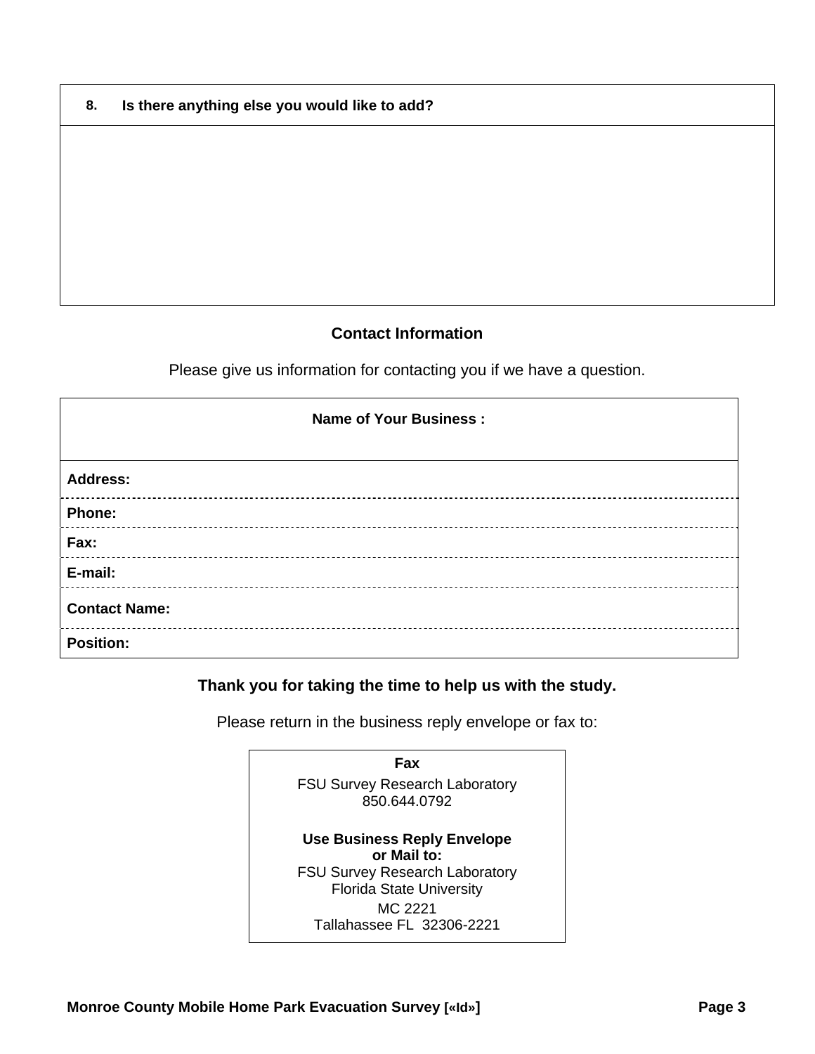| 8. | Is there anything else you would like to add? |
|---|---|
| | |

**Contact Information**

Please give us information for contacting you if we have a question.

| Name of Your Business : |
|---|
| **Address:** |
| **Phone:** |
| **Fax:** |
| **E-mail:** |
| **Contact Name:** |
| **Position:** |

**Thank you for taking the time to help us with the study.**

Please return in the business reply envelope or fax to:

**Fax**

FSU Survey Research Laboratory
850.644.0792

**Use Business Reply Envelope or Mail to:**

FSU Survey Research Laboratory
Florida State University
MC 2221
Tallahassee FL 32306-2221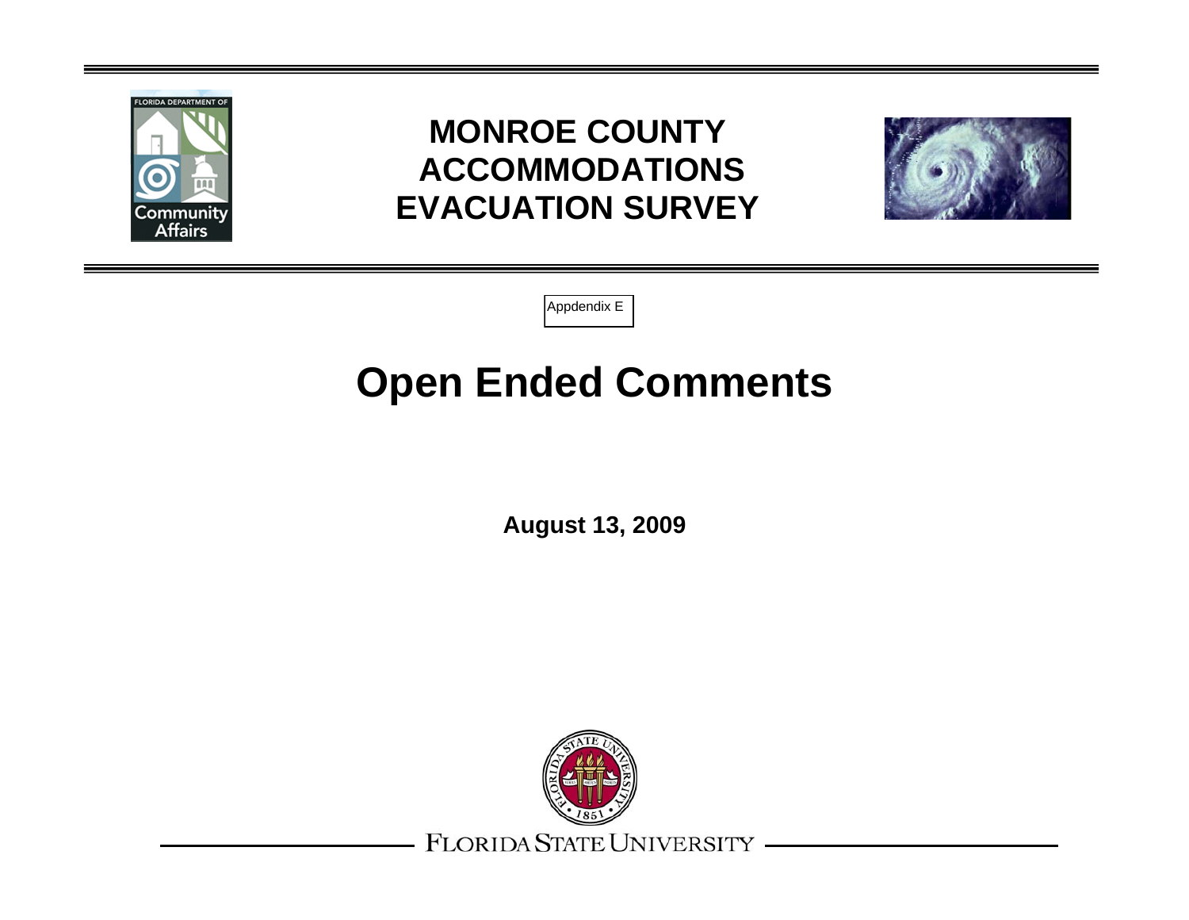# MONROE COUNTY ACCOMMODATIONS EVACUATION SURVEY

Appdendix E

# Open Ended Comments

**August 13, 2009**

FLORIDA STATE UNIVERSITY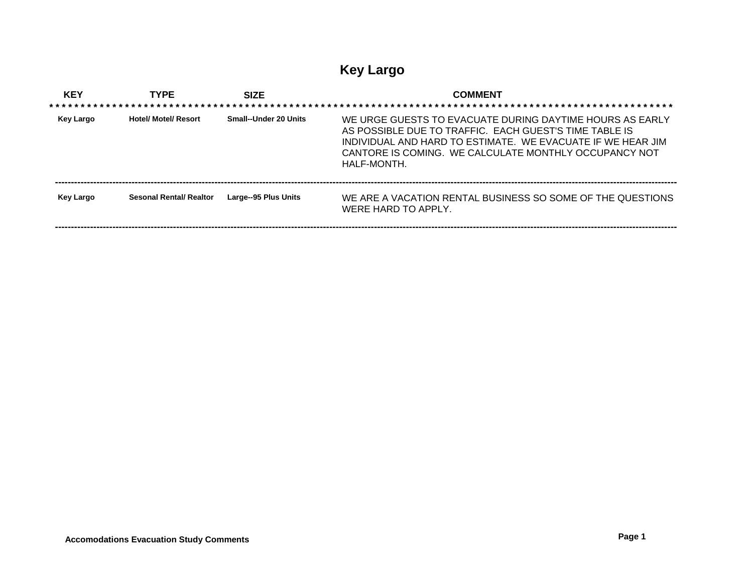# Key Largo

| KEY | TYPE | SIZE | COMMENT |
|---|---|---|---|
| Key Largo | Hotel/ Motel/ Resort | Small--Under 20 Units | WE URGE GUESTS TO EVACUATE DURING DAYTIME HOURS AS EARLY AS POSSIBLE DUE TO TRAFFIC. EACH GUEST'S TIME TABLE IS INDIVIDUAL AND HARD TO ESTIMATE. WE EVACUATE IF WE HEAR JIM CANTORE IS COMING. WE CALCULATE MONTHLY OCCUPANCY NOT HALF-MONTH. |
| Key Largo | Sesonal Rental/ Realtor | Large--95 Plus Units | WE ARE A VACATION RENTAL BUSINESS SO SOME OF THE QUESTIONS WERE HARD TO APPLY. |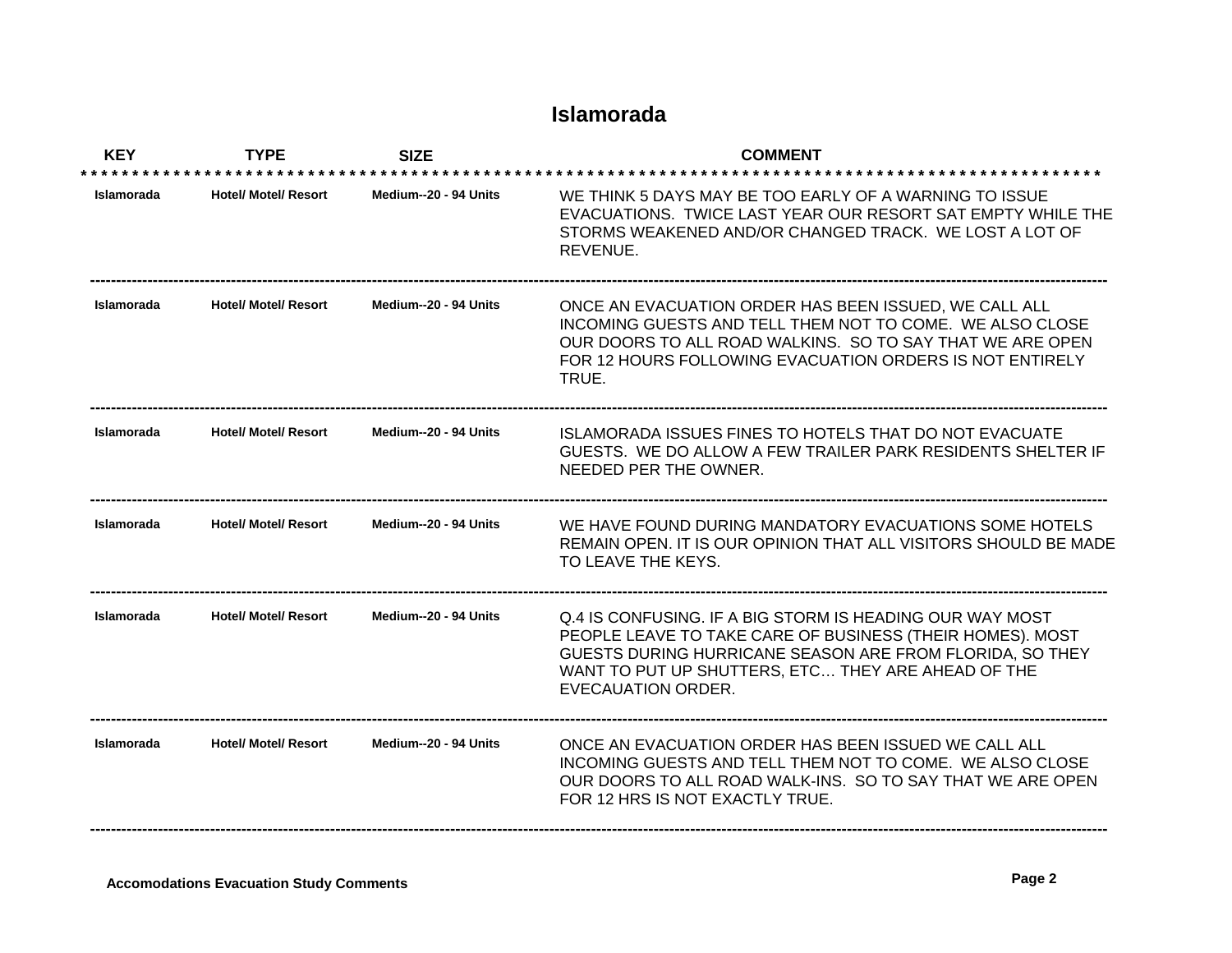# Islamorada

| KEY | TYPE | SIZE | COMMENT |
| --- | --- | --- | --- |
| Islamorada | Hotel/ Motel/ Resort | Medium--20 - 94 Units | WE THINK 5 DAYS MAY BE TOO EARLY OF A WARNING TO ISSUE EVACUATIONS. TWICE LAST YEAR OUR RESORT SAT EMPTY WHILE THE STORMS WEAKENED AND/OR CHANGED TRACK. WE LOST A LOT OF REVENUE. |
| Islamorada | Hotel/ Motel/ Resort | Medium--20 - 94 Units | ONCE AN EVACUATION ORDER HAS BEEN ISSUED, WE CALL ALL INCOMING GUESTS AND TELL THEM NOT TO COME. WE ALSO CLOSE OUR DOORS TO ALL ROAD WALKINS. SO TO SAY THAT WE ARE OPEN FOR 12 HOURS FOLLOWING EVACUATION ORDERS IS NOT ENTIRELY TRUE. |
| Islamorada | Hotel/ Motel/ Resort | Medium--20 - 94 Units | ISLAMORADA ISSUES FINES TO HOTELS THAT DO NOT EVACUATE GUESTS. WE DO ALLOW A FEW TRAILER PARK RESIDENTS SHELTER IF NEEDED PER THE OWNER. |
| Islamorada | Hotel/ Motel/ Resort | Medium--20 - 94 Units | WE HAVE FOUND DURING MANDATORY EVACUATIONS SOME HOTELS REMAIN OPEN. IT IS OUR OPINION THAT ALL VISITORS SHOULD BE MADE TO LEAVE THE KEYS. |
| Islamorada | Hotel/ Motel/ Resort | Medium--20 - 94 Units | Q.4 IS CONFUSING. IF A BIG STORM IS HEADING OUR WAY MOST PEOPLE LEAVE TO TAKE CARE OF BUSINESS (THEIR HOMES). MOST GUESTS DURING HURRICANE SEASON ARE FROM FLORIDA, SO THEY WANT TO PUT UP SHUTTERS, ETC… THEY ARE AHEAD OF THE EVECAUATION ORDER. |
| Islamorada | Hotel/ Motel/ Resort | Medium--20 - 94 Units | ONCE AN EVACUATION ORDER HAS BEEN ISSUED WE CALL ALL INCOMING GUESTS AND TELL THEM NOT TO COME. WE ALSO CLOSE OUR DOORS TO ALL ROAD WALK-INS. SO TO SAY THAT WE ARE OPEN FOR 12 HRS IS NOT EXACTLY TRUE. |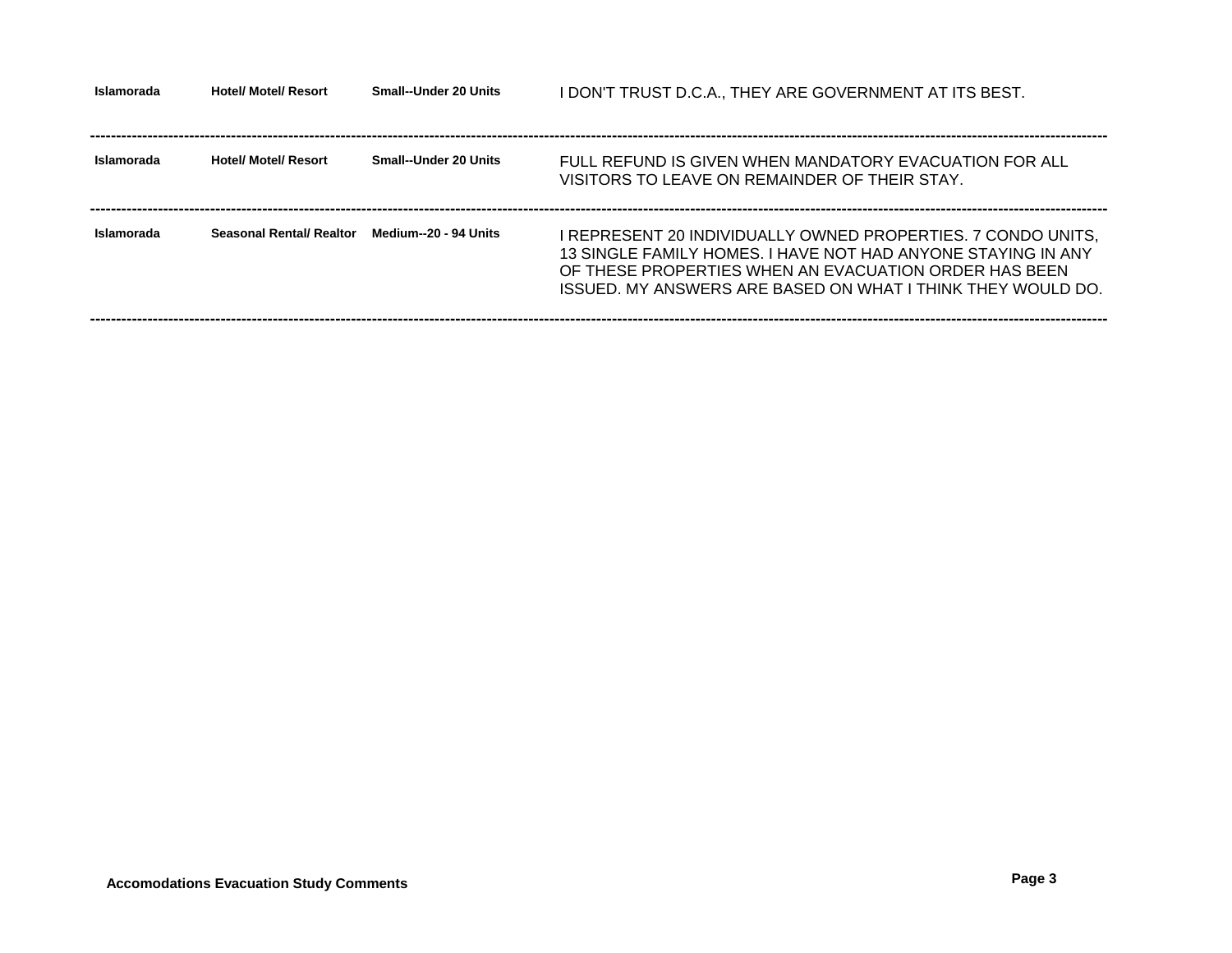| | | | |
|---|---|---|---|
| Islamorada | Hotel/ Motel/ Resort | Small--Under 20 Units | I DON'T TRUST D.C.A., THEY ARE GOVERNMENT AT ITS BEST. |
| Islamorada | Hotel/ Motel/ Resort | Small--Under 20 Units | FULL REFUND IS GIVEN WHEN MANDATORY EVACUATION FOR ALL VISITORS TO LEAVE ON REMAINDER OF THEIR STAY. |
| Islamorada | Seasonal Rental/ Realtor | Medium--20 - 94 Units | I REPRESENT 20 INDIVIDUALLY OWNED PROPERTIES. 7 CONDO UNITS, 13 SINGLE FAMILY HOMES. I HAVE NOT HAD ANYONE STAYING IN ANY OF THESE PROPERTIES WHEN AN EVACUATION ORDER HAS BEEN ISSUED. MY ANSWERS ARE BASED ON WHAT I THINK THEY WOULD DO. |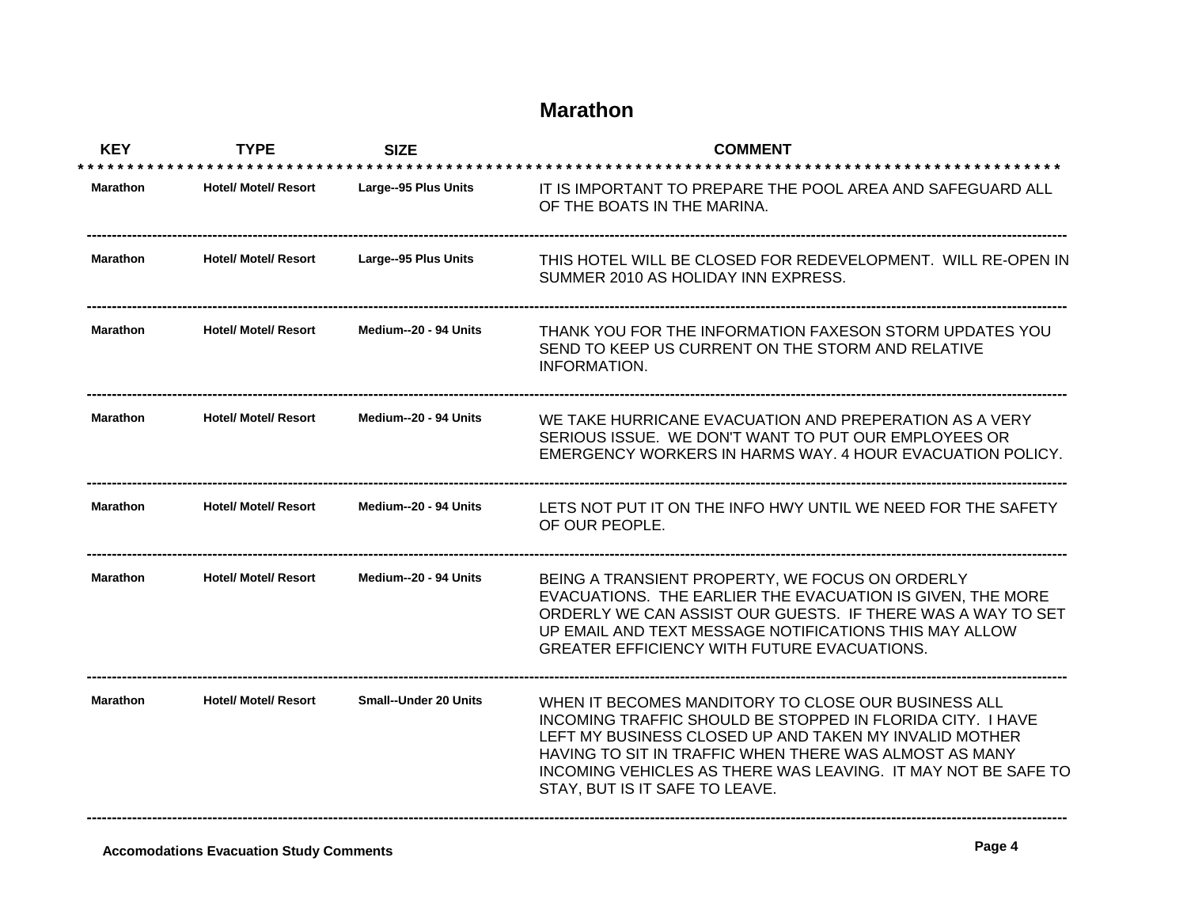## Marathon

| KEY | TYPE | SIZE | COMMENT |
|---|---|---|---|
| Marathon | Hotel/ Motel/ Resort | Large--95 Plus Units | IT IS IMPORTANT TO PREPARE THE POOL AREA AND SAFEGUARD ALL OF THE BOATS IN THE MARINA. |
| Marathon | Hotel/ Motel/ Resort | Large--95 Plus Units | THIS HOTEL WILL BE CLOSED FOR REDEVELOPMENT. WILL RE-OPEN IN SUMMER 2010 AS HOLIDAY INN EXPRESS. |
| Marathon | Hotel/ Motel/ Resort | Medium--20 - 94 Units | THANK YOU FOR THE INFORMATION FAXESON STORM UPDATES YOU SEND TO KEEP US CURRENT ON THE STORM AND RELATIVE INFORMATION. |
| Marathon | Hotel/ Motel/ Resort | Medium--20 - 94 Units | WE TAKE HURRICANE EVACUATION AND PREPERATION AS A VERY SERIOUS ISSUE. WE DON'T WANT TO PUT OUR EMPLOYEES OR EMERGENCY WORKERS IN HARMS WAY. 4 HOUR EVACUATION POLICY. |
| Marathon | Hotel/ Motel/ Resort | Medium--20 - 94 Units | LETS NOT PUT IT ON THE INFO HWY UNTIL WE NEED FOR THE SAFETY OF OUR PEOPLE. |
| Marathon | Hotel/ Motel/ Resort | Medium--20 - 94 Units | BEING A TRANSIENT PROPERTY, WE FOCUS ON ORDERLY EVACUATIONS. THE EARLIER THE EVACUATION IS GIVEN, THE MORE ORDERLY WE CAN ASSIST OUR GUESTS. IF THERE WAS A WAY TO SET UP EMAIL AND TEXT MESSAGE NOTIFICATIONS THIS MAY ALLOW GREATER EFFICIENCY WITH FUTURE EVACUATIONS. |
| Marathon | Hotel/ Motel/ Resort | Small--Under 20 Units | WHEN IT BECOMES MANDITORY TO CLOSE OUR BUSINESS ALL INCOMING TRAFFIC SHOULD BE STOPPED IN FLORIDA CITY. I HAVE LEFT MY BUSINESS CLOSED UP AND TAKEN MY INVALID MOTHER HAVING TO SIT IN TRAFFIC WHEN THERE WAS ALMOST AS MANY INCOMING VEHICLES AS THERE WAS LEAVING. IT MAY NOT BE SAFE TO STAY, BUT IS IT SAFE TO LEAVE. |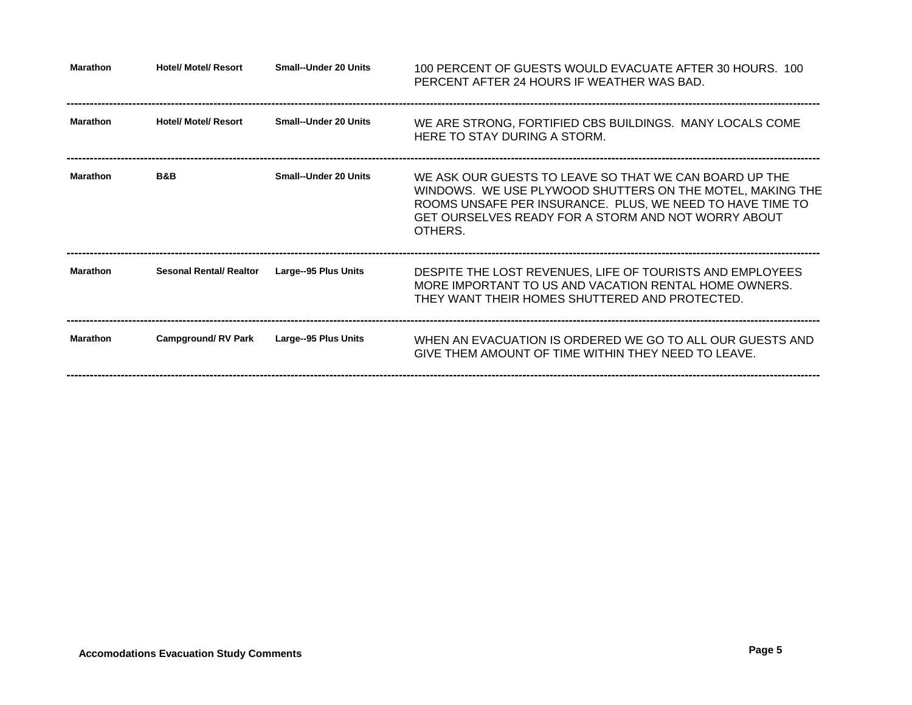| | | | |
|---|---|---|---|
| Marathon | Hotel/ Motel/ Resort | Small--Under 20 Units | 100 PERCENT OF GUESTS WOULD EVACUATE AFTER 30 HOURS. 100 PERCENT AFTER 24 HOURS IF WEATHER WAS BAD. |
| Marathon | Hotel/ Motel/ Resort | Small--Under 20 Units | WE ARE STRONG, FORTIFIED CBS BUILDINGS. MANY LOCALS COME HERE TO STAY DURING A STORM. |
| Marathon | B&B | Small--Under 20 Units | WE ASK OUR GUESTS TO LEAVE SO THAT WE CAN BOARD UP THE WINDOWS. WE USE PLYWOOD SHUTTERS ON THE MOTEL, MAKING THE ROOMS UNSAFE PER INSURANCE. PLUS, WE NEED TO HAVE TIME TO GET OURSELVES READY FOR A STORM AND NOT WORRY ABOUT OTHERS. |
| Marathon | Sesonal Rental/ Realtor | Large--95 Plus Units | DESPITE THE LOST REVENUES, LIFE OF TOURISTS AND EMPLOYEES MORE IMPORTANT TO US AND VACATION RENTAL HOME OWNERS. THEY WANT THEIR HOMES SHUTTERED AND PROTECTED. |
| Marathon | Campground/ RV Park | Large--95 Plus Units | WHEN AN EVACUATION IS ORDERED WE GO TO ALL OUR GUESTS AND GIVE THEM AMOUNT OF TIME WITHIN THEY NEED TO LEAVE. |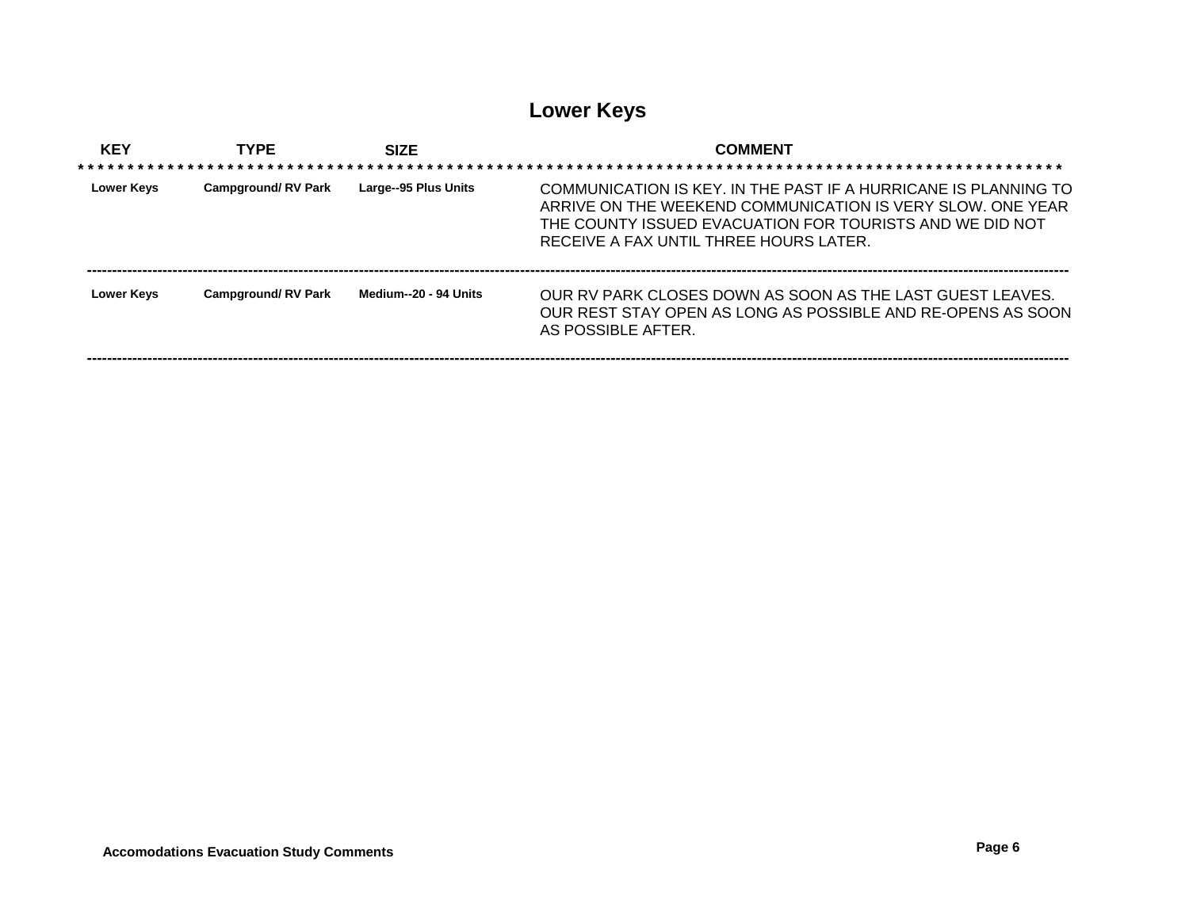# Lower Keys

| KEY | TYPE | SIZE | COMMENT |
|---|---|---|---|
| Lower Keys | Campground/ RV Park | Large--95 Plus Units | COMMUNICATION IS KEY. IN THE PAST IF A HURRICANE IS PLANNING TO ARRIVE ON THE WEEKEND COMMUNICATION IS VERY SLOW. ONE YEAR THE COUNTY ISSUED EVACUATION FOR TOURISTS AND WE DID NOT RECEIVE A FAX UNTIL THREE HOURS LATER. |
| Lower Keys | Campground/ RV Park | Medium--20 - 94 Units | OUR RV PARK CLOSES DOWN AS SOON AS THE LAST GUEST LEAVES. OUR REST STAY OPEN AS LONG AS POSSIBLE AND RE-OPENS AS SOON AS POSSIBLE AFTER. |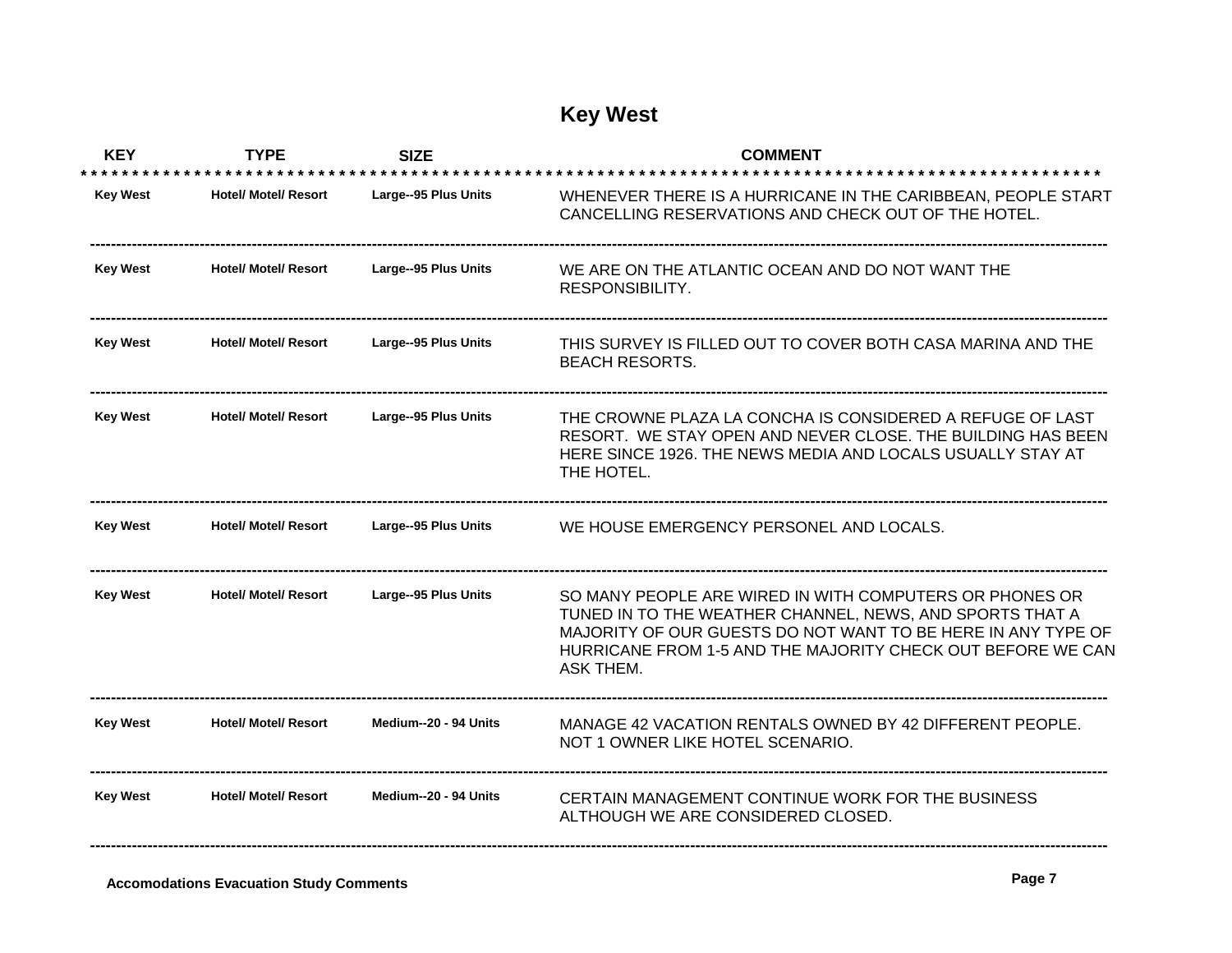# Key West

| KEY | TYPE | SIZE | COMMENT |
| --- | --- | --- | --- |
| Key West | Hotel/ Motel/ Resort | Large--95 Plus Units | WHENEVER THERE IS A HURRICANE IN THE CARIBBEAN, PEOPLE START CANCELLING RESERVATIONS AND CHECK OUT OF THE HOTEL. |
| Key West | Hotel/ Motel/ Resort | Large--95 Plus Units | WE ARE ON THE ATLANTIC OCEAN AND DO NOT WANT THE RESPONSIBILITY. |
| Key West | Hotel/ Motel/ Resort | Large--95 Plus Units | THIS SURVEY IS FILLED OUT TO COVER BOTH CASA MARINA AND THE BEACH RESORTS. |
| Key West | Hotel/ Motel/ Resort | Large--95 Plus Units | THE CROWNE PLAZA LA CONCHA IS CONSIDERED A REFUGE OF LAST RESORT. WE STAY OPEN AND NEVER CLOSE. THE BUILDING HAS BEEN HERE SINCE 1926. THE NEWS MEDIA AND LOCALS USUALLY STAY AT THE HOTEL. |
| Key West | Hotel/ Motel/ Resort | Large--95 Plus Units | WE HOUSE EMERGENCY PERSONEL AND LOCALS. |
| Key West | Hotel/ Motel/ Resort | Large--95 Plus Units | SO MANY PEOPLE ARE WIRED IN WITH COMPUTERS OR PHONES OR TUNED IN TO THE WEATHER CHANNEL, NEWS, AND SPORTS THAT A MAJORITY OF OUR GUESTS DO NOT WANT TO BE HERE IN ANY TYPE OF HURRICANE FROM 1-5 AND THE MAJORITY CHECK OUT BEFORE WE CAN ASK THEM. |
| Key West | Hotel/ Motel/ Resort | Medium--20 - 94 Units | MANAGE 42 VACATION RENTALS OWNED BY 42 DIFFERENT PEOPLE. NOT 1 OWNER LIKE HOTEL SCENARIO. |
| Key West | Hotel/ Motel/ Resort | Medium--20 - 94 Units | CERTAIN MANAGEMENT CONTINUE WORK FOR THE BUSINESS ALTHOUGH WE ARE CONSIDERED CLOSED. |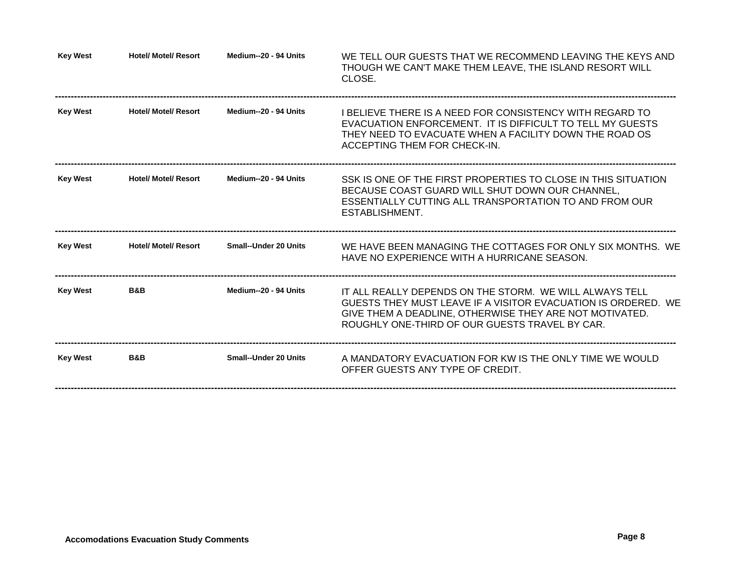| | | | |
|---|---|---|---|
| Key West | Hotel/ Motel/ Resort | Medium--20 - 94 Units | WE TELL OUR GUESTS THAT WE RECOMMEND LEAVING THE KEYS AND THOUGH WE CAN'T MAKE THEM LEAVE, THE ISLAND RESORT WILL CLOSE. |
| Key West | Hotel/ Motel/ Resort | Medium--20 - 94 Units | I BELIEVE THERE IS A NEED FOR CONSISTENCY WITH REGARD TO EVACUATION ENFORCEMENT. IT IS DIFFICULT TO TELL MY GUESTS THEY NEED TO EVACUATE WHEN A FACILITY DOWN THE ROAD OS ACCEPTING THEM FOR CHECK-IN. |
| Key West | Hotel/ Motel/ Resort | Medium--20 - 94 Units | SSK IS ONE OF THE FIRST PROPERTIES TO CLOSE IN THIS SITUATION BECAUSE COAST GUARD WILL SHUT DOWN OUR CHANNEL, ESSENTIALLY CUTTING ALL TRANSPORTATION TO AND FROM OUR ESTABLISHMENT. |
| Key West | Hotel/ Motel/ Resort | Small--Under 20 Units | WE HAVE BEEN MANAGING THE COTTAGES FOR ONLY SIX MONTHS. WE HAVE NO EXPERIENCE WITH A HURRICANE SEASON. |
| Key West | B&B | Medium--20 - 94 Units | IT ALL REALLY DEPENDS ON THE STORM. WE WILL ALWAYS TELL GUESTS THEY MUST LEAVE IF A VISITOR EVACUATION IS ORDERED. WE GIVE THEM A DEADLINE, OTHERWISE THEY ARE NOT MOTIVATED. ROUGHLY ONE-THIRD OF OUR GUESTS TRAVEL BY CAR. |
| Key West | B&B | Small--Under 20 Units | A MANDATORY EVACUATION FOR KW IS THE ONLY TIME WE WOULD OFFER GUESTS ANY TYPE OF CREDIT. |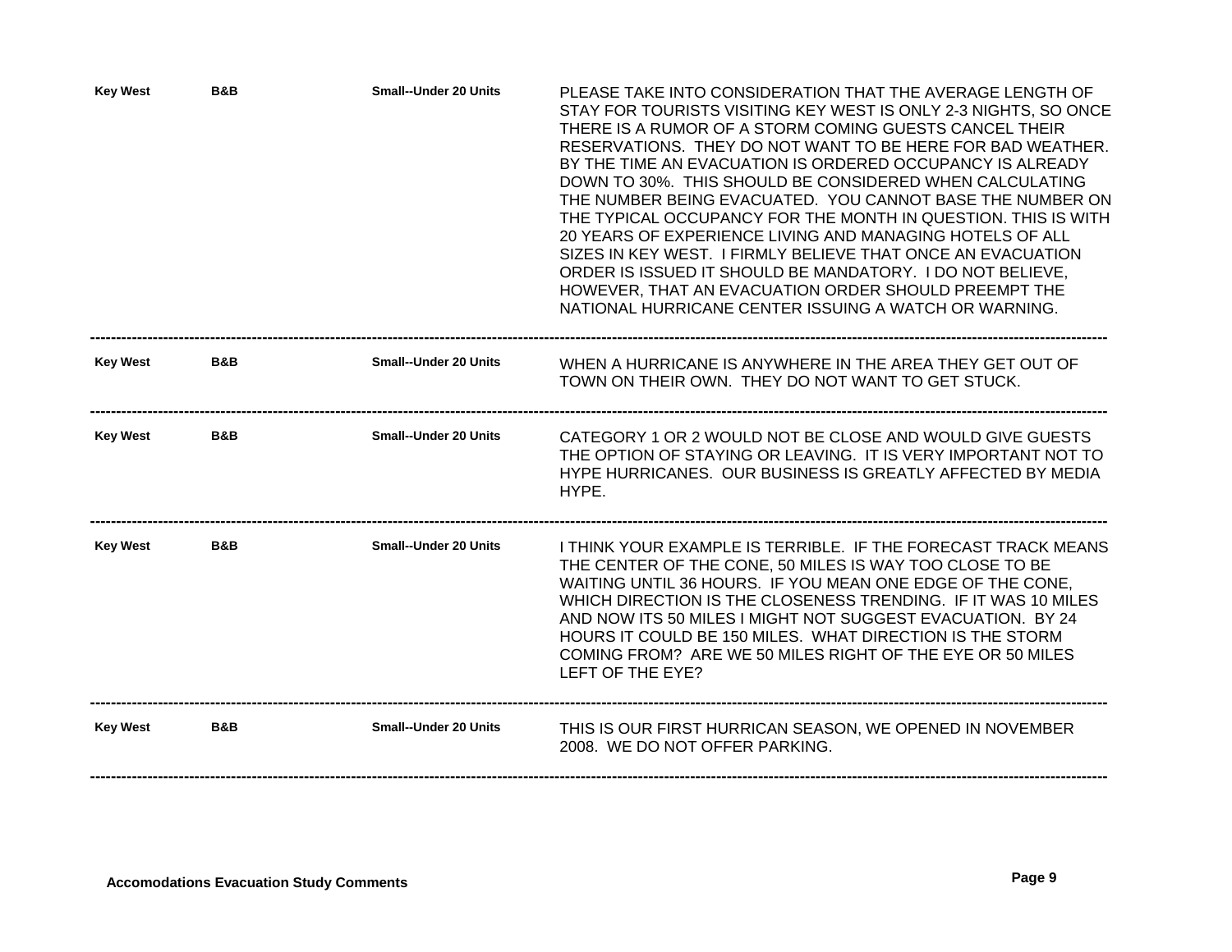| | | | |
|---|---|---|---|
| Key West | B&B | Small--Under 20 Units | PLEASE TAKE INTO CONSIDERATION THAT THE AVERAGE LENGTH OF STAY FOR TOURISTS VISITING KEY WEST IS ONLY 2-3 NIGHTS, SO ONCE THERE IS A RUMOR OF A STORM COMING GUESTS CANCEL THEIR RESERVATIONS. THEY DO NOT WANT TO BE HERE FOR BAD WEATHER. BY THE TIME AN EVACUATION IS ORDERED OCCUPANCY IS ALREADY DOWN TO 30%. THIS SHOULD BE CONSIDERED WHEN CALCULATING THE NUMBER BEING EVACUATED. YOU CANNOT BASE THE NUMBER ON THE TYPICAL OCCUPANCY FOR THE MONTH IN QUESTION. THIS IS WITH 20 YEARS OF EXPERIENCE LIVING AND MANAGING HOTELS OF ALL SIZES IN KEY WEST. I FIRMLY BELIEVE THAT ONCE AN EVACUATION ORDER IS ISSUED IT SHOULD BE MANDATORY. I DO NOT BELIEVE, HOWEVER, THAT AN EVACUATION ORDER SHOULD PREEMPT THE NATIONAL HURRICANE CENTER ISSUING A WATCH OR WARNING. |
| Key West | B&B | Small--Under 20 Units | WHEN A HURRICANE IS ANYWHERE IN THE AREA THEY GET OUT OF TOWN ON THEIR OWN. THEY DO NOT WANT TO GET STUCK. |
| Key West | B&B | Small--Under 20 Units | CATEGORY 1 OR 2 WOULD NOT BE CLOSE AND WOULD GIVE GUESTS THE OPTION OF STAYING OR LEAVING. IT IS VERY IMPORTANT NOT TO HYPE HURRICANES. OUR BUSINESS IS GREATLY AFFECTED BY MEDIA HYPE. |
| Key West | B&B | Small--Under 20 Units | I THINK YOUR EXAMPLE IS TERRIBLE. IF THE FORECAST TRACK MEANS THE CENTER OF THE CONE, 50 MILES IS WAY TOO CLOSE TO BE WAITING UNTIL 36 HOURS. IF YOU MEAN ONE EDGE OF THE CONE, WHICH DIRECTION IS THE CLOSENESS TRENDING. IF IT WAS 10 MILES AND NOW ITS 50 MILES I MIGHT NOT SUGGEST EVACUATION. BY 24 HOURS IT COULD BE 150 MILES. WHAT DIRECTION IS THE STORM COMING FROM? ARE WE 50 MILES RIGHT OF THE EYE OR 50 MILES LEFT OF THE EYE? |
| Key West | B&B | Small--Under 20 Units | THIS IS OUR FIRST HURRICAN SEASON, WE OPENED IN NOVEMBER 2008. WE DO NOT OFFER PARKING. |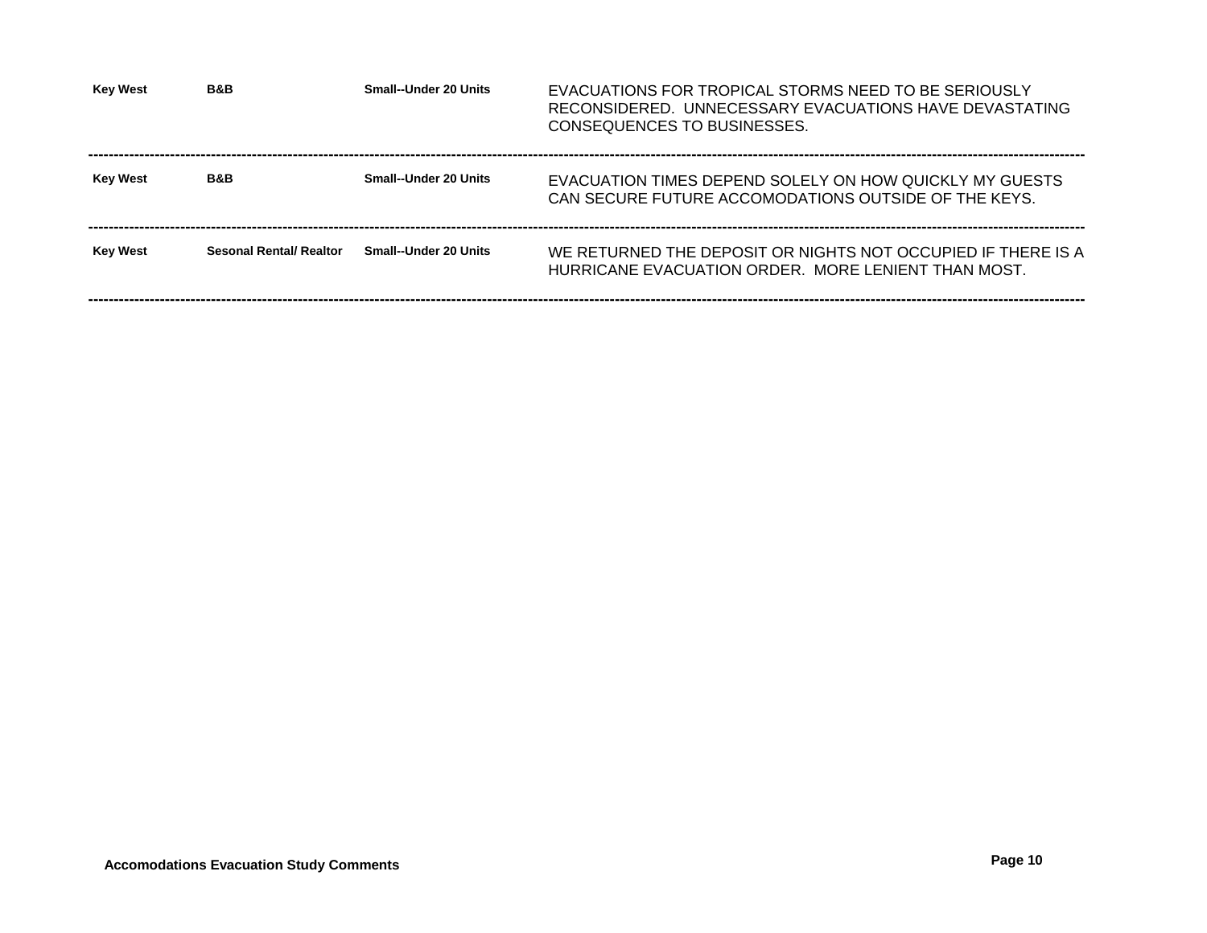| Key West | B&B | Small--Under 20 Units | EVACUATIONS FOR TROPICAL STORMS NEED TO BE SERIOUSLY RECONSIDERED. UNNECESSARY EVACUATIONS HAVE DEVASTATING CONSEQUENCES TO BUSINESSES. |
|---|---|---|---|
| Key West | B&B | Small--Under 20 Units | EVACUATION TIMES DEPEND SOLELY ON HOW QUICKLY MY GUESTS CAN SECURE FUTURE ACCOMODATIONS OUTSIDE OF THE KEYS. |
| Key West | Sesonal Rental/ Realtor | Small--Under 20 Units | WE RETURNED THE DEPOSIT OR NIGHTS NOT OCCUPIED IF THERE IS A HURRICANE EVACUATION ORDER. MORE LENIENT THAN MOST. |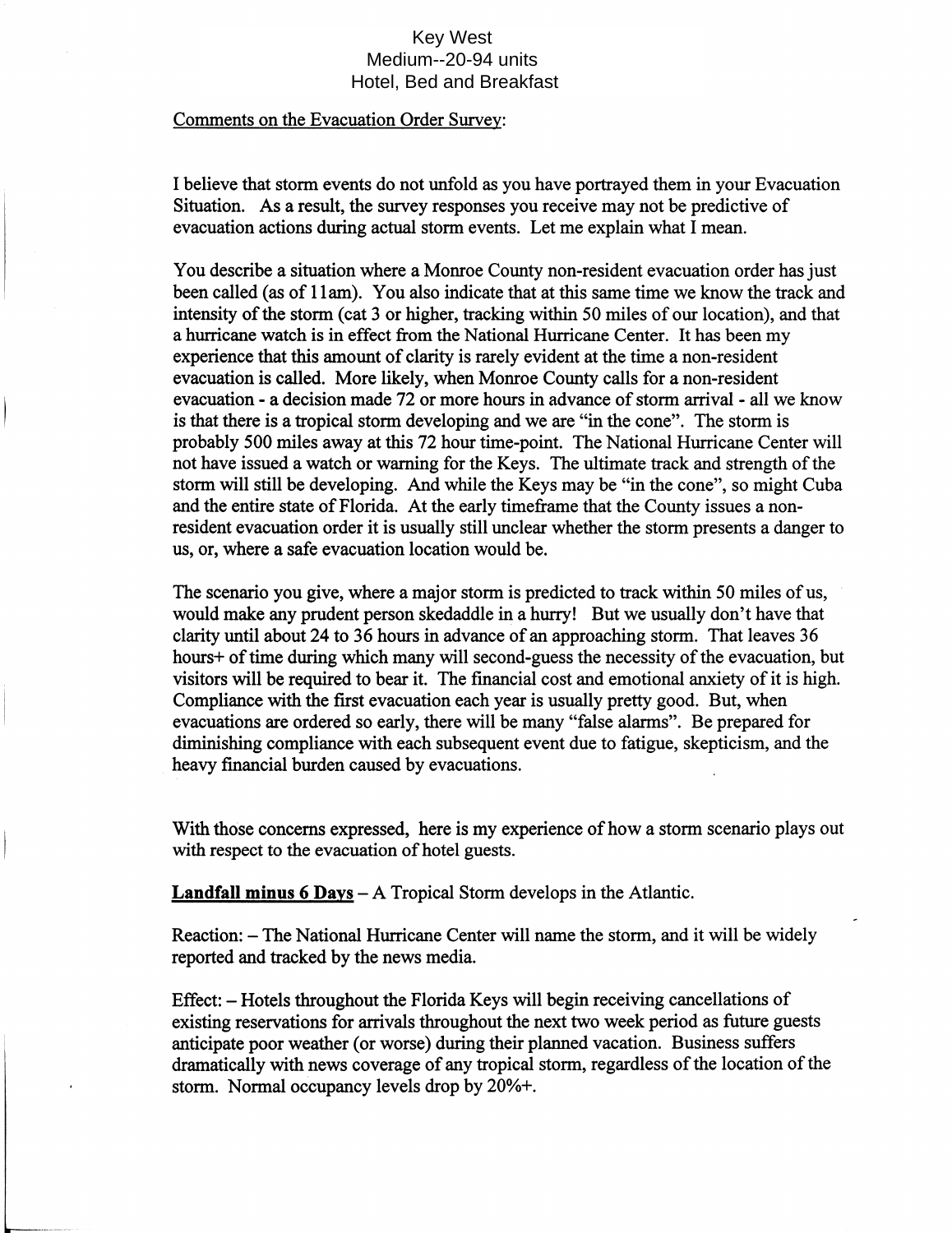Key West
Medium--20-94 units
Hotel, Bed and Breakfast

Comments on the Evacuation Order Survey:

I believe that storm events do not unfold as you have portrayed them in your Evacuation Situation. As a result, the survey responses you receive may not be predictive of evacuation actions during actual storm events. Let me explain what I mean.

You describe a situation where a Monroe County non-resident evacuation order has just been called (as of 11am). You also indicate that at this same time we know the track and intensity of the storm (cat 3 or higher, tracking within 50 miles of our location), and that a hurricane watch is in effect from the National Hurricane Center. It has been my experience that this amount of clarity is rarely evident at the time a non-resident evacuation is called. More likely, when Monroe County calls for a non-resident evacuation - a decision made 72 or more hours in advance of storm arrival - all we know is that there is a tropical storm developing and we are "in the cone". The storm is probably 500 miles away at this 72 hour time-point. The National Hurricane Center will not have issued a watch or warning for the Keys. The ultimate track and strength of the storm will still be developing. And while the Keys may be "in the cone", so might Cuba and the entire state of Florida. At the early timeframe that the County issues a non-resident evacuation order it is usually still unclear whether the storm presents a danger to us, or, where a safe evacuation location would be.

The scenario you give, where a major storm is predicted to track within 50 miles of us, would make any prudent person skedaddle in a hurry! But we usually don't have that clarity until about 24 to 36 hours in advance of an approaching storm. That leaves 36 hours+ of time during which many will second-guess the necessity of the evacuation, but visitors will be required to bear it. The financial cost and emotional anxiety of it is high. Compliance with the first evacuation each year is usually pretty good. But, when evacuations are ordered so early, there will be many "false alarms". Be prepared for diminishing compliance with each subsequent event due to fatigue, skepticism, and the heavy financial burden caused by evacuations.

With those concerns expressed, here is my experience of how a storm scenario plays out with respect to the evacuation of hotel guests.

**Landfall minus 6 Days** – A Tropical Storm develops in the Atlantic.

Reaction: – The National Hurricane Center will name the storm, and it will be widely reported and tracked by the news media.

Effect: – Hotels throughout the Florida Keys will begin receiving cancellations of existing reservations for arrivals throughout the next two week period as future guests anticipate poor weather (or worse) during their planned vacation. Business suffers dramatically with news coverage of any tropical storm, regardless of the location of the storm. Normal occupancy levels drop by 20%+.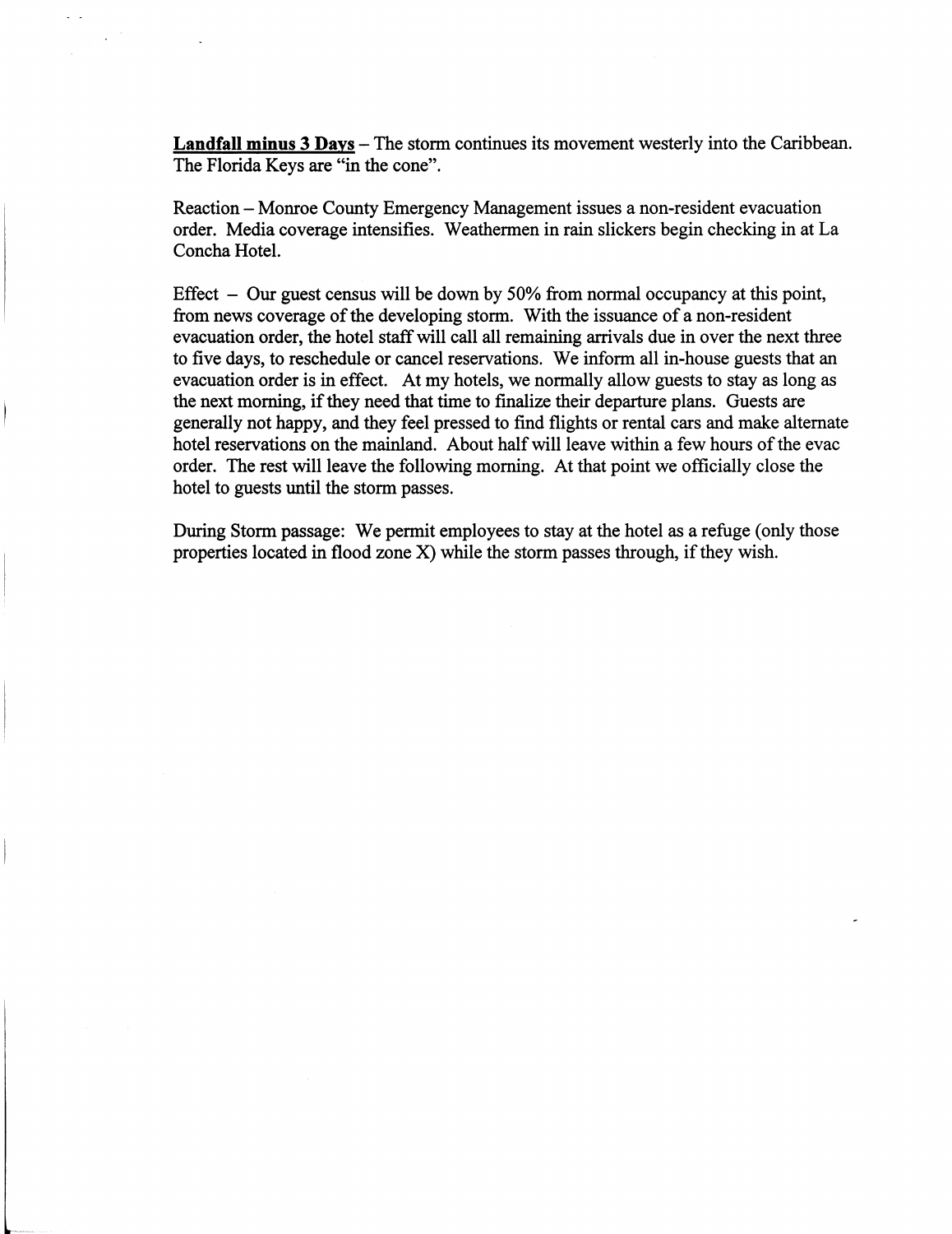**Landfall minus 3 Days** – The storm continues its movement westerly into the Caribbean. The Florida Keys are "in the cone".

Reaction – Monroe County Emergency Management issues a non-resident evacuation order. Media coverage intensifies. Weathermen in rain slickers begin checking in at La Concha Hotel.

Effect – Our guest census will be down by 50% from normal occupancy at this point, from news coverage of the developing storm. With the issuance of a non-resident evacuation order, the hotel staff will call all remaining arrivals due in over the next three to five days, to reschedule or cancel reservations. We inform all in-house guests that an evacuation order is in effect. At my hotels, we normally allow guests to stay as long as the next morning, if they need that time to finalize their departure plans. Guests are generally not happy, and they feel pressed to find flights or rental cars and make alternate hotel reservations on the mainland. About half will leave within a few hours of the evac order. The rest will leave the following morning. At that point we officially close the hotel to guests until the storm passes.

During Storm passage: We permit employees to stay at the hotel as a refuge (only those properties located in flood zone X) while the storm passes through, if they wish.